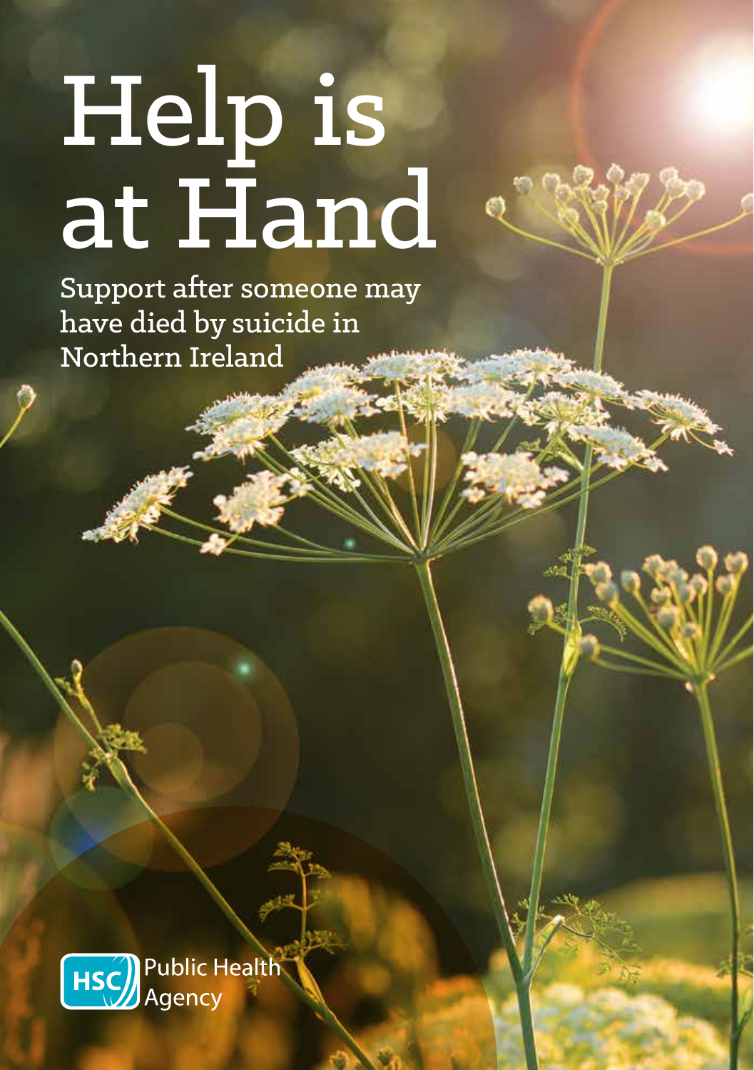# Help is at Hand

## Support after someone may have died by suicide in Northern Ireland

HSC Public Health Agency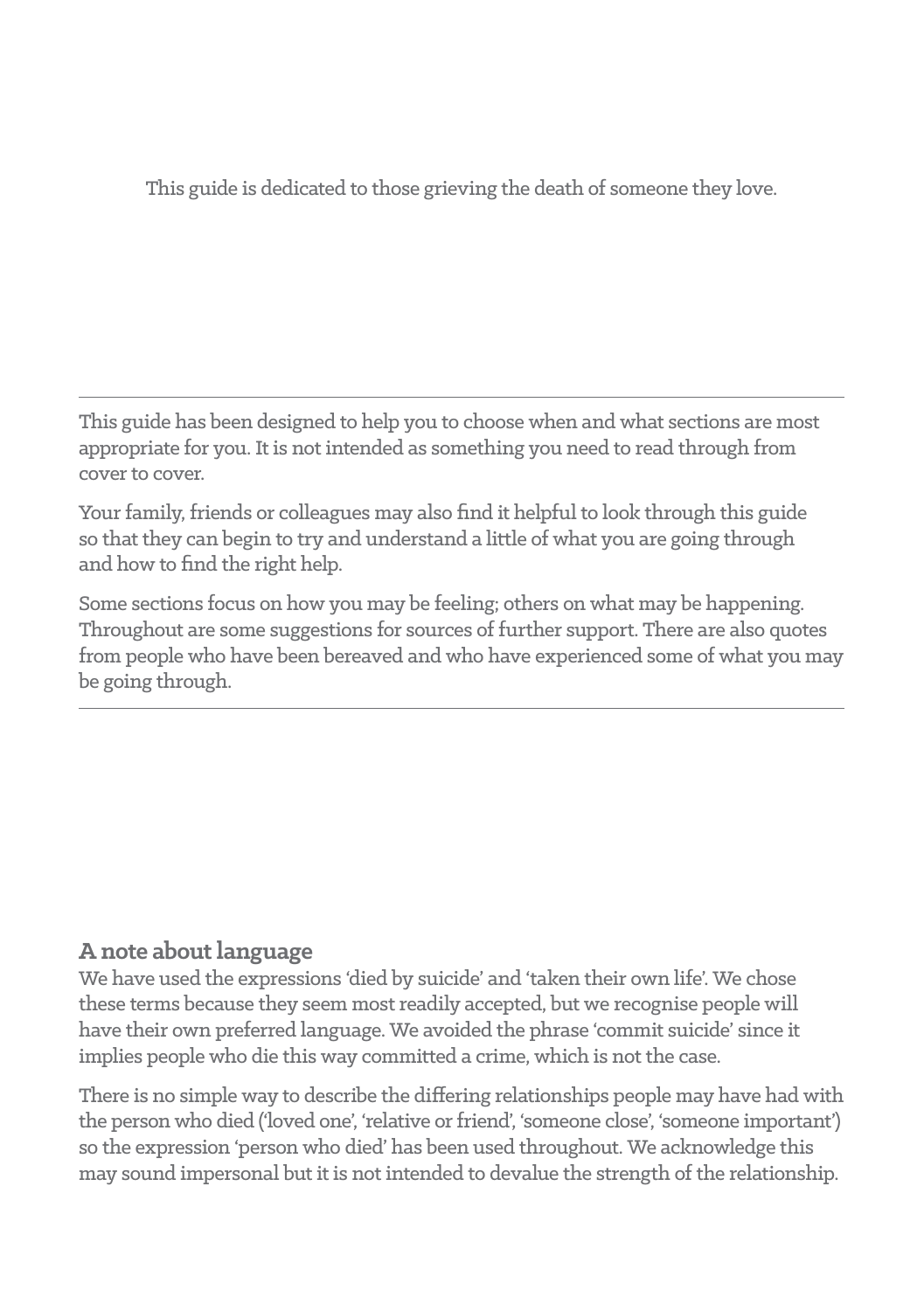This guide is dedicated to those grieving the death of someone they love.

---

This guide has been designed to help you to choose when and what sections are most appropriate for you. It is not intended as something you need to read through from cover to cover.

Your family, friends or colleagues may also find it helpful to look through this guide so that they can begin to try and understand a little of what you are going through and how to find the right help.

Some sections focus on how you may be feeling; others on what may be happening. Throughout are some suggestions for sources of further support. There are also quotes from people who have been bereaved and who have experienced some of what you may be going through.

---

## A note about language

We have used the expressions 'died by suicide' and 'taken their own life'. We chose these terms because they seem most readily accepted, but we recognise people will have their own preferred language. We avoided the phrase 'commit suicide' since it implies people who die this way committed a crime, which is not the case.

There is no simple way to describe the differing relationships people may have had with the person who died ('loved one', 'relative or friend', 'someone close', 'someone important') so the expression 'person who died' has been used throughout. We acknowledge this may sound impersonal but it is not intended to devalue the strength of the relationship.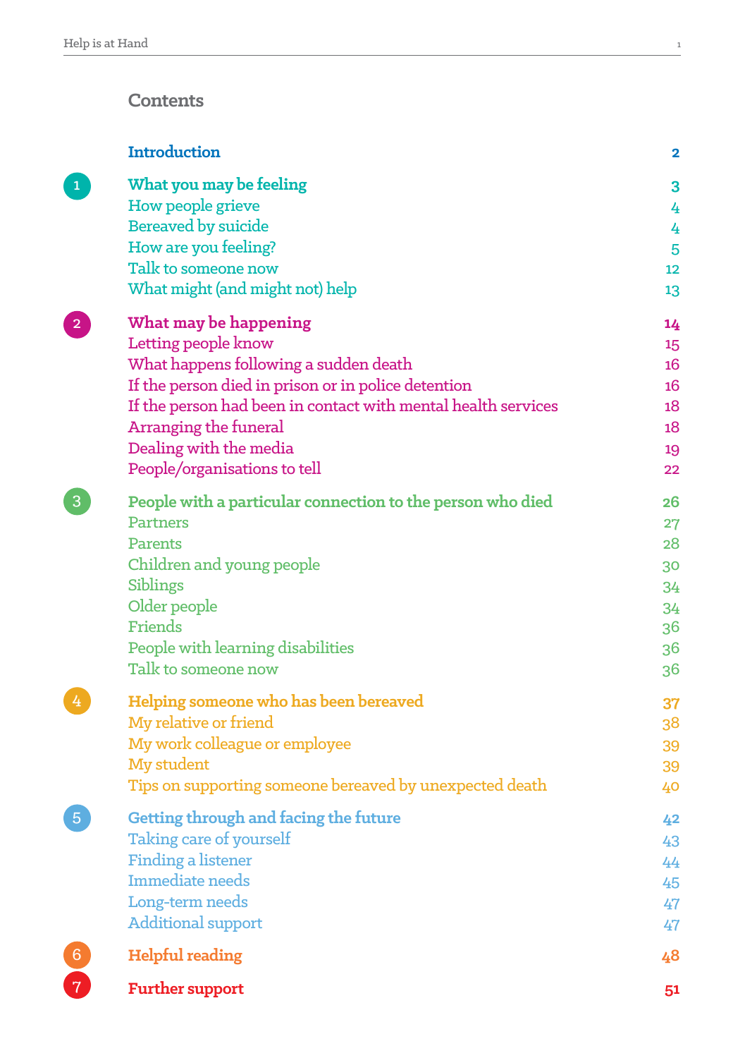# Contents

| | | |
|---|---|---|
| | **Introduction** | **2** |
| 1 | **What you may be feeling** | **3** |
| | How people grieve | 4 |
| | Bereaved by suicide | 4 |
| | How are you feeling? | 5 |
| | Talk to someone now | 12 |
| | What might (and might not) help | 13 |
| 2 | **What may be happening** | **14** |
| | Letting people know | 15 |
| | What happens following a sudden death | 16 |
| | If the person died in prison or in police detention | 16 |
| | If the person had been in contact with mental health services | 18 |
| | Arranging the funeral | 18 |
| | Dealing with the media | 19 |
| | People/organisations to tell | 22 |
| 3 | **People with a particular connection to the person who died** | **26** |
| | Partners | 27 |
| | Parents | 28 |
| | Children and young people | 30 |
| | Siblings | 34 |
| | Older people | 34 |
| | Friends | 36 |
| | People with learning disabilities | 36 |
| | Talk to someone now | 36 |
| 4 | **Helping someone who has been bereaved** | **37** |
| | My relative or friend | 38 |
| | My work colleague or employee | 39 |
| | My student | 39 |
| | Tips on supporting someone bereaved by unexpected death | 40 |
| 5 | **Getting through and facing the future** | **42** |
| | Taking care of yourself | 43 |
| | Finding a listener | 44 |
| | Immediate needs | 45 |
| | Long-term needs | 47 |
| | Additional support | 47 |
| 6 | **Helpful reading** | **48** |
| 7 | **Further support** | **51** |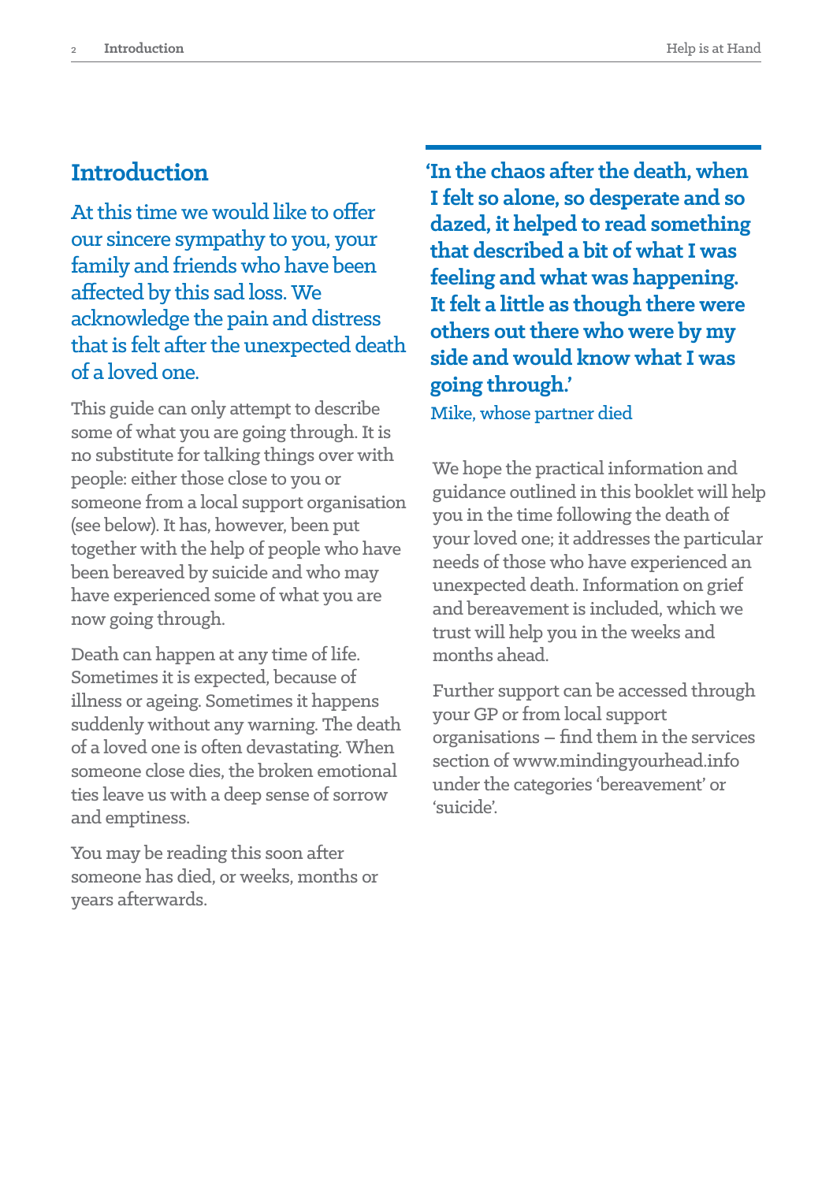## Introduction

At this time we would like to offer our sincere sympathy to you, your family and friends who have been affected by this sad loss. We acknowledge the pain and distress that is felt after the unexpected death of a loved one.

This guide can only attempt to describe some of what you are going through. It is no substitute for talking things over with people: either those close to you or someone from a local support organisation (see below). It has, however, been put together with the help of people who have been bereaved by suicide and who may have experienced some of what you are now going through.

Death can happen at any time of life. Sometimes it is expected, because of illness or ageing. Sometimes it happens suddenly without any warning. The death of a loved one is often devastating. When someone close dies, the broken emotional ties leave us with a deep sense of sorrow and emptiness.

You may be reading this soon after someone has died, or weeks, months or years afterwards.

> **'In the chaos after the death, when I felt so alone, so desperate and so dazed, it helped to read something that described a bit of what I was feeling and what was happening. It felt a little as though there were others out there who were by my side and would know what I was going through.'**
>
> Mike, whose partner died

We hope the practical information and guidance outlined in this booklet will help you in the time following the death of your loved one; it addresses the particular needs of those who have experienced an unexpected death. Information on grief and bereavement is included, which we trust will help you in the weeks and months ahead.

Further support can be accessed through your GP or from local support organisations – find them in the services section of www.mindingyourhead.info under the categories 'bereavement' or 'suicide'.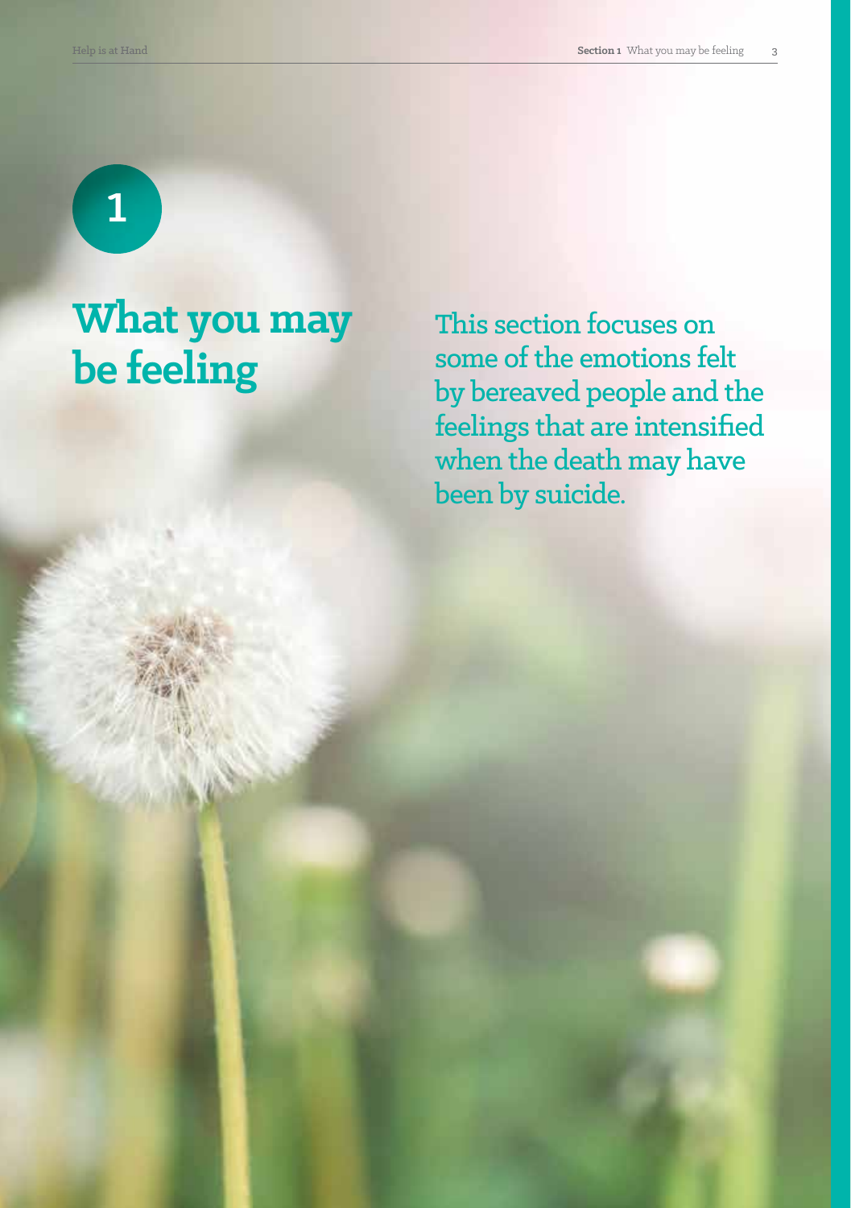1

# What you may be feeling

This section focuses on some of the emotions felt by bereaved people and the feelings that are intensified when the death may have been by suicide.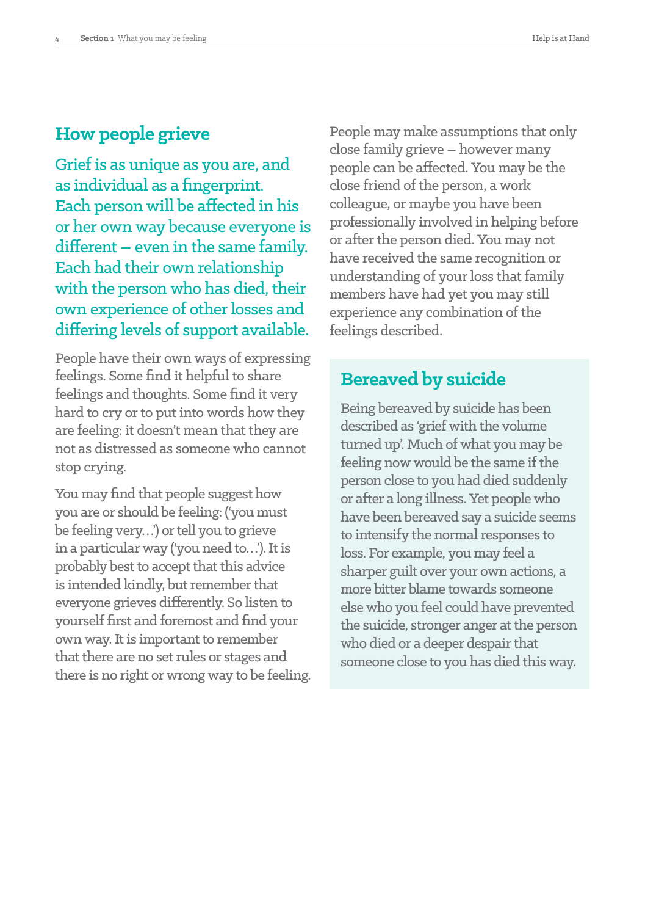## How people grieve

Grief is as unique as you are, and as individual as a fingerprint. Each person will be affected in his or her own way because everyone is different – even in the same family. Each had their own relationship with the person who has died, their own experience of other losses and differing levels of support available.

People have their own ways of expressing feelings. Some find it helpful to share feelings and thoughts. Some find it very hard to cry or to put into words how they are feeling: it doesn't mean that they are not as distressed as someone who cannot stop crying.

You may find that people suggest how you are or should be feeling: ('you must be feeling very…') or tell you to grieve in a particular way ('you need to…'). It is probably best to accept that this advice is intended kindly, but remember that everyone grieves differently. So listen to yourself first and foremost and find your own way. It is important to remember that there are no set rules or stages and there is no right or wrong way to be feeling.

People may make assumptions that only close family grieve – however many people can be affected. You may be the close friend of the person, a work colleague, or maybe you have been professionally involved in helping before or after the person died. You may not have received the same recognition or understanding of your loss that family members have had yet you may still experience any combination of the feelings described.

## Bereaved by suicide

Being bereaved by suicide has been described as 'grief with the volume turned up'. Much of what you may be feeling now would be the same if the person close to you had died suddenly or after a long illness. Yet people who have been bereaved say a suicide seems to intensify the normal responses to loss. For example, you may feel a sharper guilt over your own actions, a more bitter blame towards someone else who you feel could have prevented the suicide, stronger anger at the person who died or a deeper despair that someone close to you has died this way.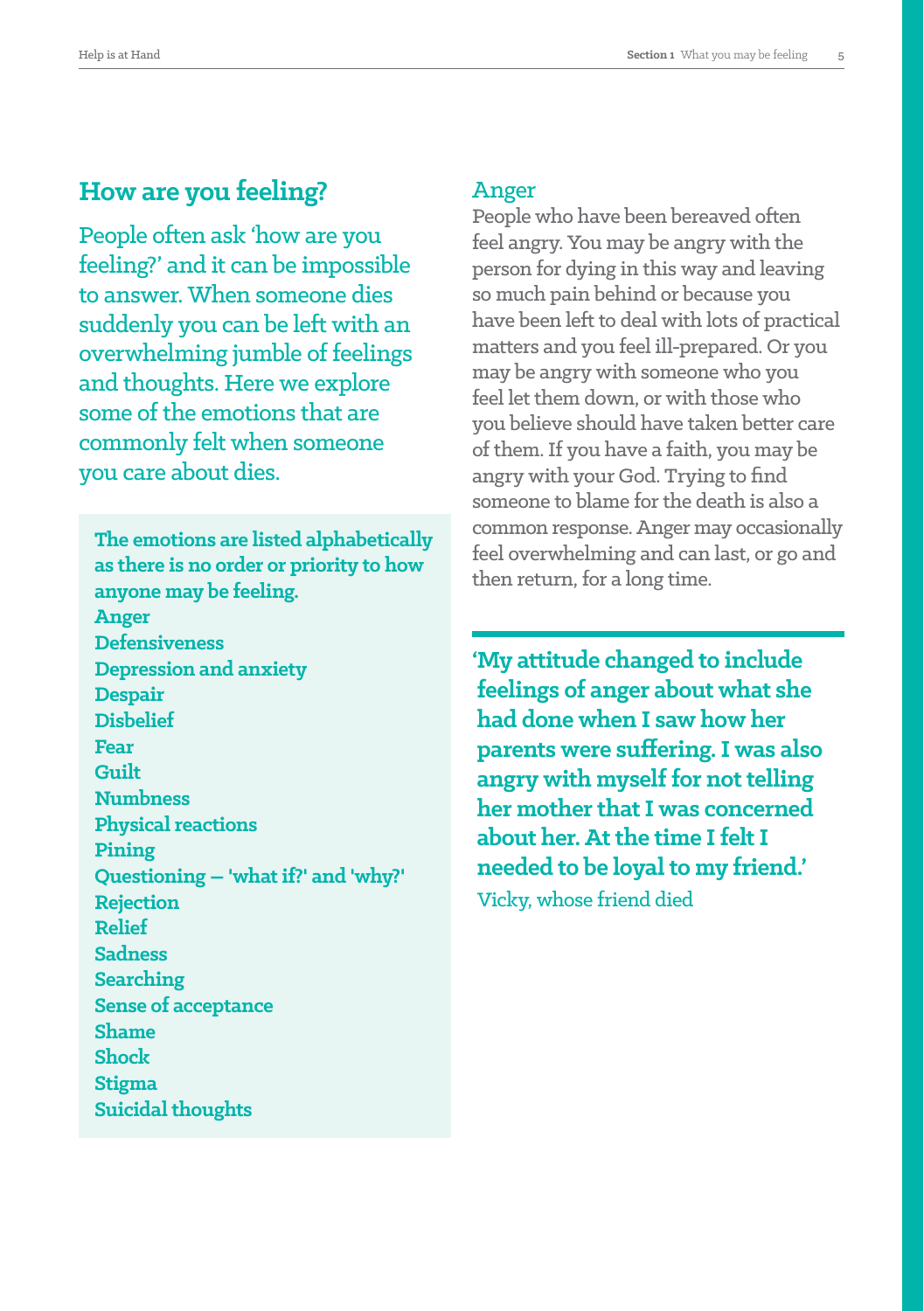## How are you feeling?

People often ask 'how are you feeling?' and it can be impossible to answer. When someone dies suddenly you can be left with an overwhelming jumble of feelings and thoughts. Here we explore some of the emotions that are commonly felt when someone you care about dies.

**The emotions are listed alphabetically as there is no order or priority to how anyone may be feeling.**

**Anger**
**Defensiveness**
**Depression and anxiety**
**Despair**
**Disbelief**
**Fear**
**Guilt**
**Numbness**
**Physical reactions**
**Pining**
**Questioning – 'what if?' and 'why?'**
**Rejection**
**Relief**
**Sadness**
**Searching**
**Sense of acceptance**
**Shame**
**Shock**
**Stigma**
**Suicidal thoughts**

### Anger

People who have been bereaved often feel angry. You may be angry with the person for dying in this way and leaving so much pain behind or because you have been left to deal with lots of practical matters and you feel ill-prepared. Or you may be angry with someone who you feel let them down, or with those who you believe should have taken better care of them. If you have a faith, you may be angry with your God. Trying to find someone to blame for the death is also a common response. Anger may occasionally feel overwhelming and can last, or go and then return, for a long time.

**'My attitude changed to include feelings of anger about what she had done when I saw how her parents were suffering. I was also angry with myself for not telling her mother that I was concerned about her. At the time I felt I needed to be loyal to my friend.'**

Vicky, whose friend died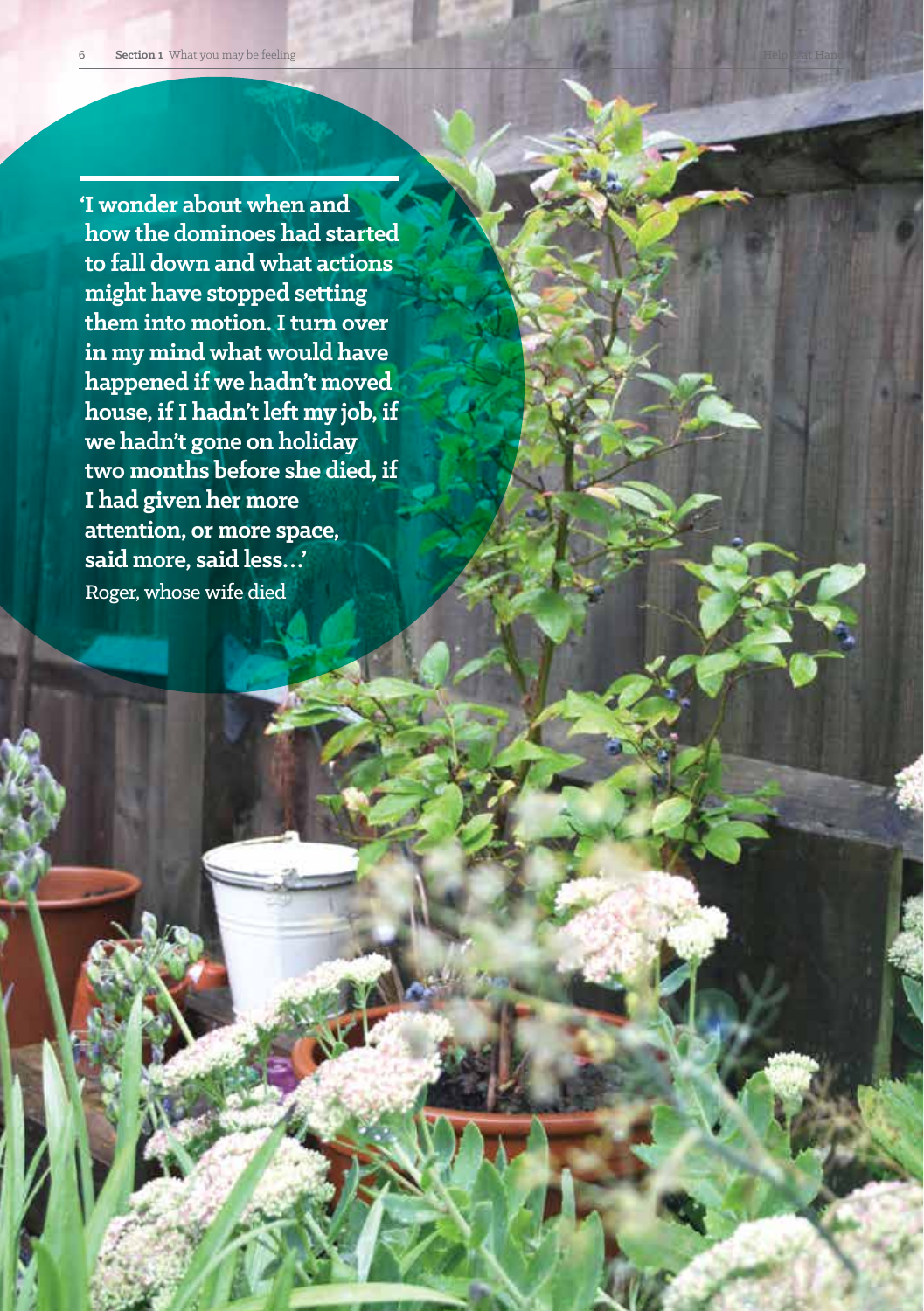**'I wonder about when and how the dominoes had started to fall down and what actions might have stopped setting them into motion. I turn over in my mind what would have happened if we hadn't moved house, if I hadn't left my job, if we hadn't gone on holiday two months before she died, if I had given her more attention, or more space, said more, said less…'**

Roger, whose wife died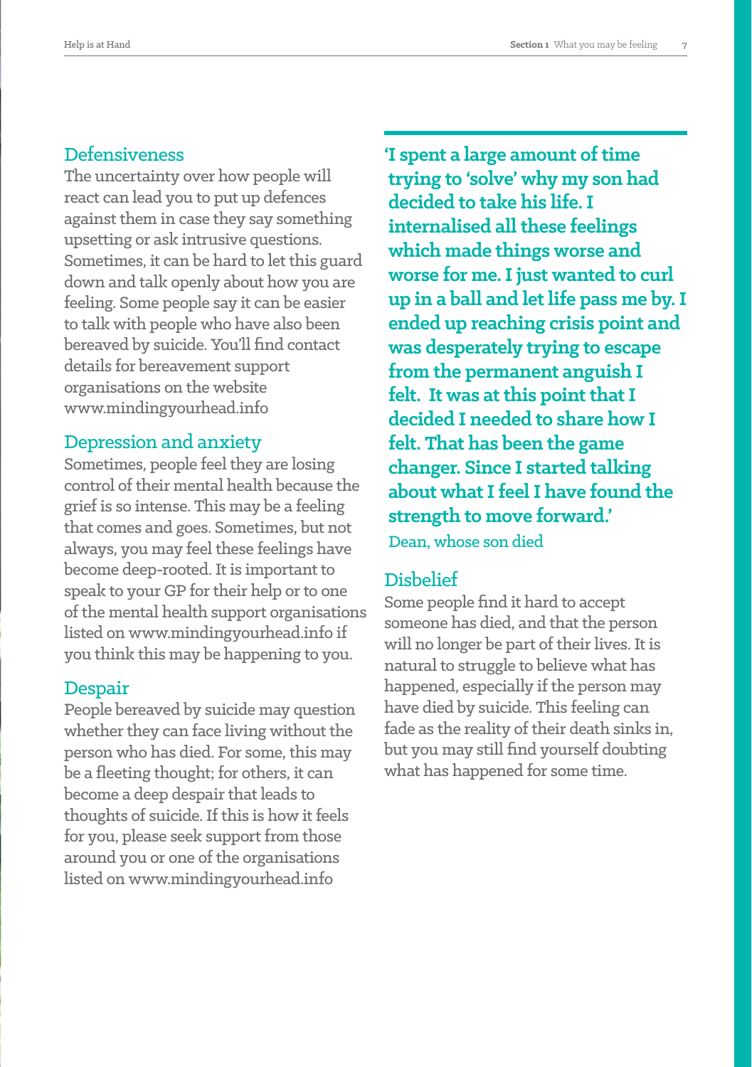## Defensiveness

The uncertainty over how people will react can lead you to put up defences against them in case they say something upsetting or ask intrusive questions. Sometimes, it can be hard to let this guard down and talk openly about how you are feeling. Some people say it can be easier to talk with people who have also been bereaved by suicide. You'll find contact details for bereavement support organisations on the website www.mindingyourhead.info

## Depression and anxiety

Sometimes, people feel they are losing control of their mental health because the grief is so intense. This may be a feeling that comes and goes. Sometimes, but not always, you may feel these feelings have become deep-rooted. It is important to speak to your GP for their help or to one of the mental health support organisations listed on www.mindingyourhead.info if you think this may be happening to you.

## Despair

People bereaved by suicide may question whether they can face living without the person who has died. For some, this may be a fleeting thought; for others, it can become a deep despair that leads to thoughts of suicide. If this is how it feels for you, please seek support from those around you or one of the organisations listed on www.mindingyourhead.info

**'I spent a large amount of time trying to 'solve' why my son had decided to take his life. I internalised all these feelings which made things worse and worse for me. I just wanted to curl up in a ball and let life pass me by. I ended up reaching crisis point and was desperately trying to escape from the permanent anguish I felt. It was at this point that I decided I needed to share how I felt. That has been the game changer. Since I started talking about what I feel I have found the strength to move forward.'**

Dean, whose son died

## Disbelief

Some people find it hard to accept someone has died, and that the person will no longer be part of their lives. It is natural to struggle to believe what has happened, especially if the person may have died by suicide. This feeling can fade as the reality of their death sinks in, but you may still find yourself doubting what has happened for some time.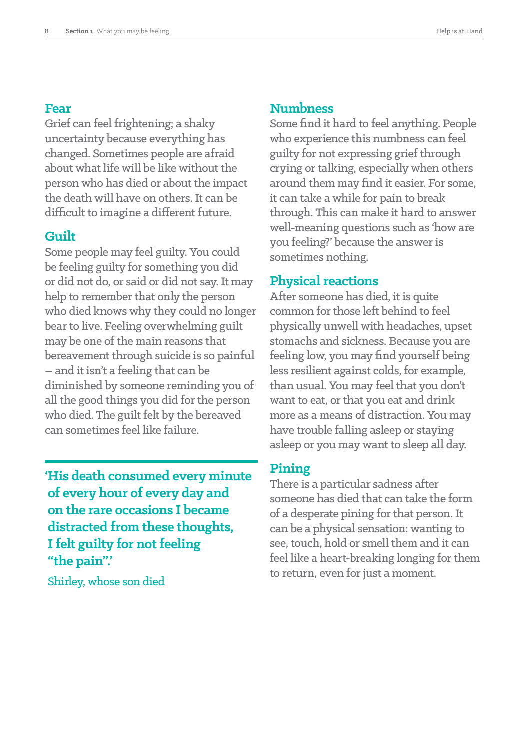## Fear

Grief can feel frightening; a shaky uncertainty because everything has changed. Sometimes people are afraid about what life will be like without the person who has died or about the impact the death will have on others. It can be difficult to imagine a different future.

## Guilt

Some people may feel guilty. You could be feeling guilty for something you did or did not do, or said or did not say. It may help to remember that only the person who died knows why they could no longer bear to live. Feeling overwhelming guilt may be one of the main reasons that bereavement through suicide is so painful – and it isn't a feeling that can be diminished by someone reminding you of all the good things you did for the person who died. The guilt felt by the bereaved can sometimes feel like failure.

> **'His death consumed every minute of every hour of every day and on the rare occasions I became distracted from these thoughts, I felt guilty for not feeling "the pain".'**
>
> Shirley, whose son died

## Numbness

Some find it hard to feel anything. People who experience this numbness can feel guilty for not expressing grief through crying or talking, especially when others around them may find it easier. For some, it can take a while for pain to break through. This can make it hard to answer well-meaning questions such as 'how are you feeling?' because the answer is sometimes nothing.

## Physical reactions

After someone has died, it is quite common for those left behind to feel physically unwell with headaches, upset stomachs and sickness. Because you are feeling low, you may find yourself being less resilient against colds, for example, than usual. You may feel that you don't want to eat, or that you eat and drink more as a means of distraction. You may have trouble falling asleep or staying asleep or you may want to sleep all day.

## Pining

There is a particular sadness after someone has died that can take the form of a desperate pining for that person. It can be a physical sensation: wanting to see, touch, hold or smell them and it can feel like a heart-breaking longing for them to return, even for just a moment.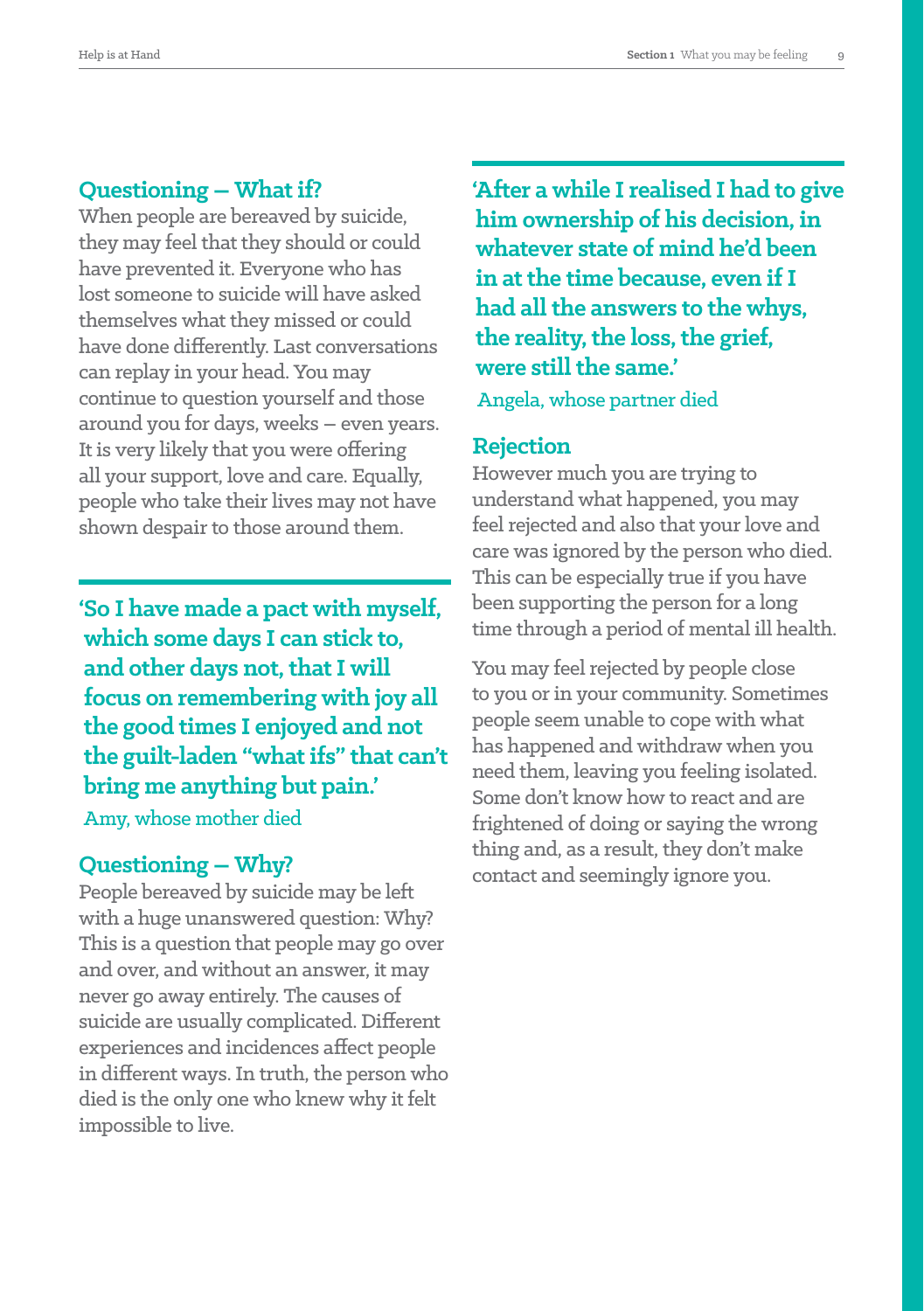## Questioning – What if?

When people are bereaved by suicide, they may feel that they should or could have prevented it. Everyone who has lost someone to suicide will have asked themselves what they missed or could have done differently. Last conversations can replay in your head. You may continue to question yourself and those around you for days, weeks – even years. It is very likely that you were offering all your support, love and care. Equally, people who take their lives may not have shown despair to those around them.

**'So I have made a pact with myself, which some days I can stick to, and other days not, that I will focus on remembering with joy all the good times I enjoyed and not the guilt-laden "what ifs" that can't bring me anything but pain.'**

Amy, whose mother died

## Questioning – Why?

People bereaved by suicide may be left with a huge unanswered question: Why? This is a question that people may go over and over, and without an answer, it may never go away entirely. The causes of suicide are usually complicated. Different experiences and incidences affect people in different ways. In truth, the person who died is the only one who knew why it felt impossible to live.

**'After a while I realised I had to give him ownership of his decision, in whatever state of mind he'd been in at the time because, even if I had all the answers to the whys, the reality, the loss, the grief, were still the same.'**

Angela, whose partner died

## Rejection

However much you are trying to understand what happened, you may feel rejected and also that your love and care was ignored by the person who died. This can be especially true if you have been supporting the person for a long time through a period of mental ill health.

You may feel rejected by people close to you or in your community. Sometimes people seem unable to cope with what has happened and withdraw when you need them, leaving you feeling isolated. Some don't know how to react and are frightened of doing or saying the wrong thing and, as a result, they don't make contact and seemingly ignore you.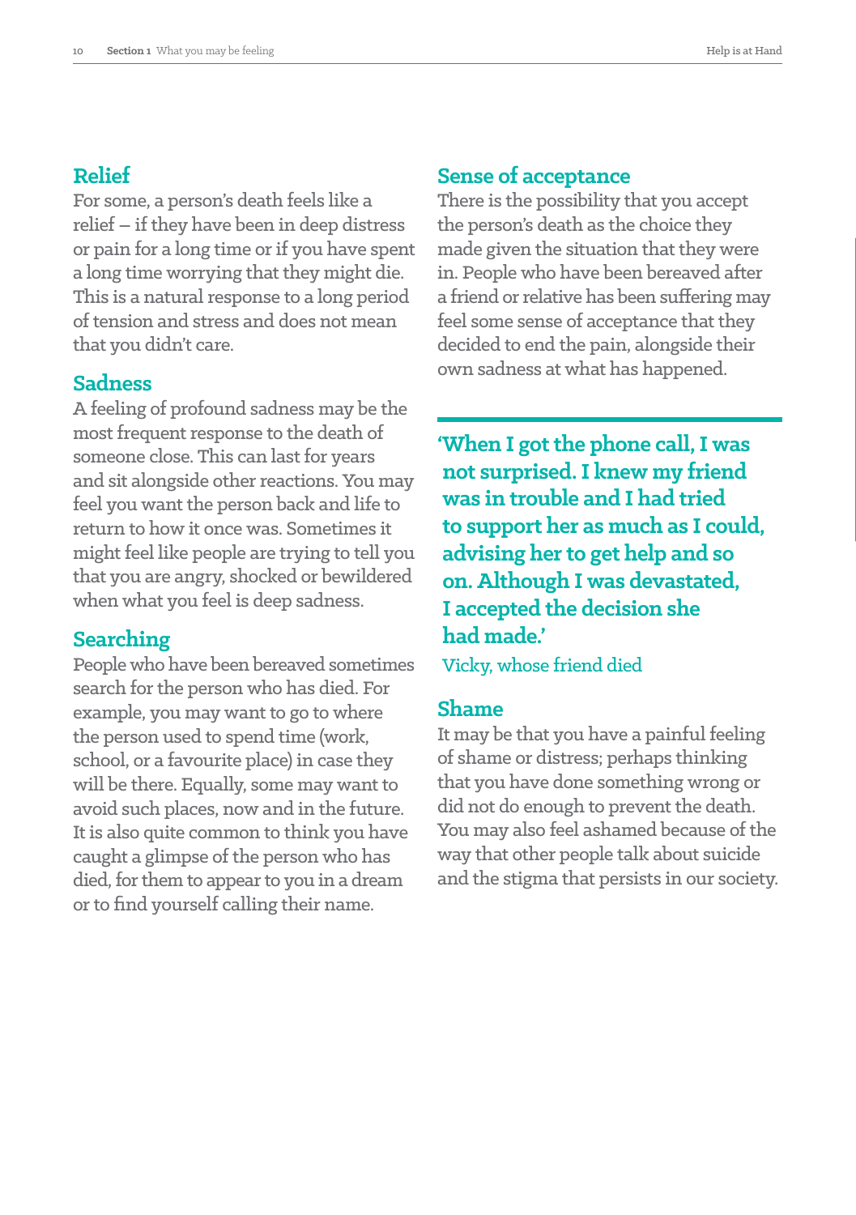## Relief

For some, a person's death feels like a relief – if they have been in deep distress or pain for a long time or if you have spent a long time worrying that they might die. This is a natural response to a long period of tension and stress and does not mean that you didn't care.

## Sadness

A feeling of profound sadness may be the most frequent response to the death of someone close. This can last for years and sit alongside other reactions. You may feel you want the person back and life to return to how it once was. Sometimes it might feel like people are trying to tell you that you are angry, shocked or bewildered when what you feel is deep sadness.

## Searching

People who have been bereaved sometimes search for the person who has died. For example, you may want to go to where the person used to spend time (work, school, or a favourite place) in case they will be there. Equally, some may want to avoid such places, now and in the future. It is also quite common to think you have caught a glimpse of the person who has died, for them to appear to you in a dream or to find yourself calling their name.

## Sense of acceptance

There is the possibility that you accept the person's death as the choice they made given the situation that they were in. People who have been bereaved after a friend or relative has been suffering may feel some sense of acceptance that they decided to end the pain, alongside their own sadness at what has happened.

> **'When I got the phone call, I was not surprised. I knew my friend was in trouble and I had tried to support her as much as I could, advising her to get help and so on. Although I was devastated, I accepted the decision she had made.'**
>
> Vicky, whose friend died

## Shame

It may be that you have a painful feeling of shame or distress; perhaps thinking that you have done something wrong or did not do enough to prevent the death. You may also feel ashamed because of the way that other people talk about suicide and the stigma that persists in our society.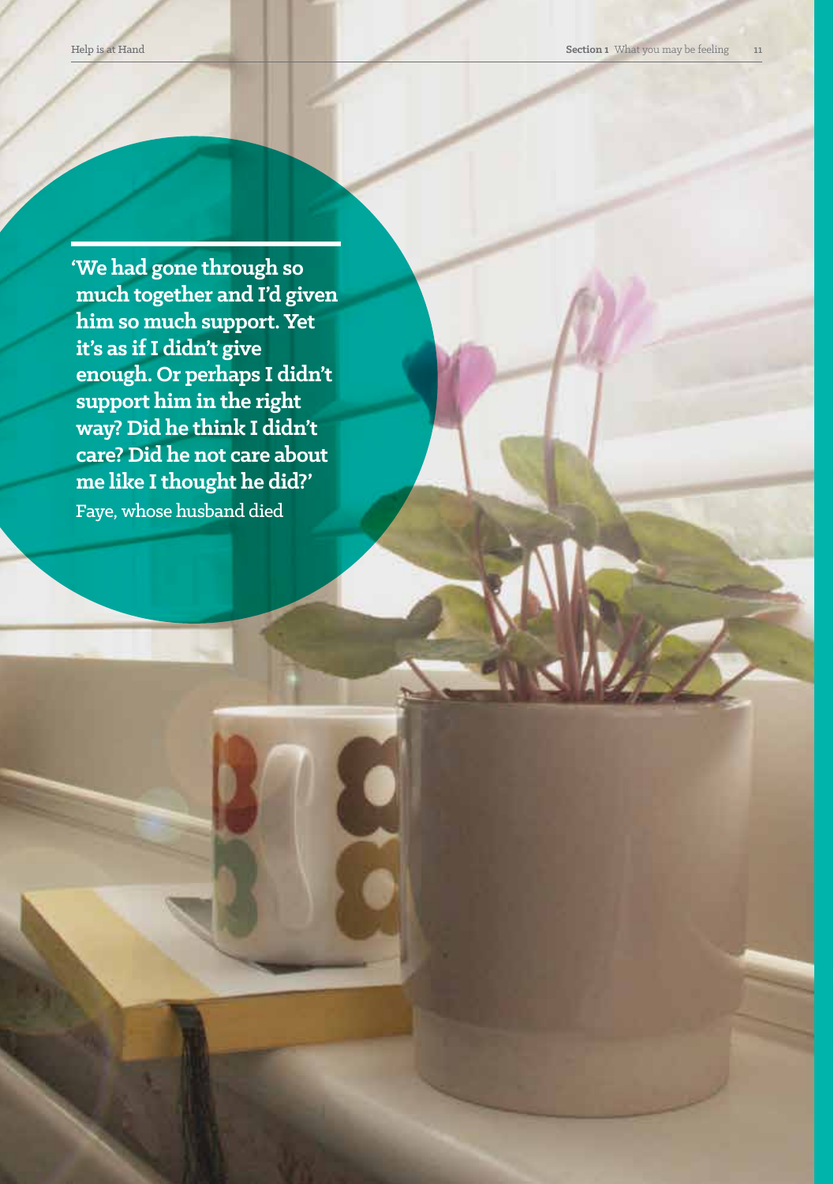**'We had gone through so much together and I'd given him so much support. Yet it's as if I didn't give enough. Or perhaps I didn't support him in the right way? Did he think I didn't care? Did he not care about me like I thought he did?'**

Faye, whose husband died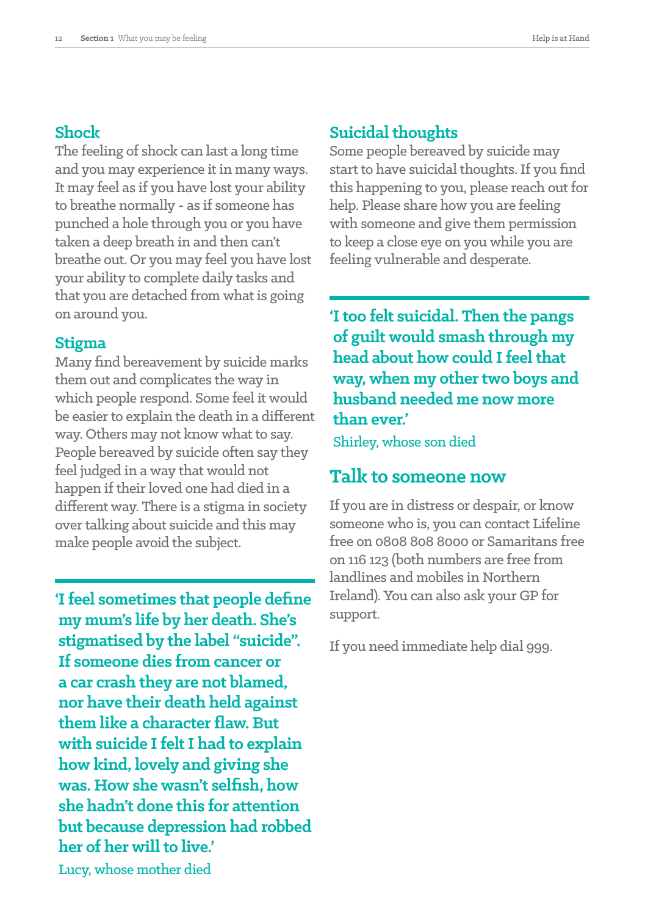## Shock

The feeling of shock can last a long time and you may experience it in many ways. It may feel as if you have lost your ability to breathe normally - as if someone has punched a hole through you or you have taken a deep breath in and then can't breathe out. Or you may feel you have lost your ability to complete daily tasks and that you are detached from what is going on around you.

## Stigma

Many find bereavement by suicide marks them out and complicates the way in which people respond. Some feel it would be easier to explain the death in a different way. Others may not know what to say. People bereaved by suicide often say they feel judged in a way that would not happen if their loved one had died in a different way. There is a stigma in society over talking about suicide and this may make people avoid the subject.

**'I feel sometimes that people define my mum's life by her death. She's stigmatised by the label "suicide". If someone dies from cancer or a car crash they are not blamed, nor have their death held against them like a character flaw. But with suicide I felt I had to explain how kind, lovely and giving she was. How she wasn't selfish, how she hadn't done this for attention but because depression had robbed her of her will to live.'**

Lucy, whose mother died

## Suicidal thoughts

Some people bereaved by suicide may start to have suicidal thoughts. If you find this happening to you, please reach out for help. Please share how you are feeling with someone and give them permission to keep a close eye on you while you are feeling vulnerable and desperate.

**'I too felt suicidal. Then the pangs of guilt would smash through my head about how could I feel that way, when my other two boys and husband needed me now more than ever.'**

Shirley, whose son died

## Talk to someone now

If you are in distress or despair, or know someone who is, you can contact Lifeline free on 0808 808 8000 or Samaritans free on 116 123 (both numbers are free from landlines and mobiles in Northern Ireland). You can also ask your GP for support.

If you need immediate help dial 999.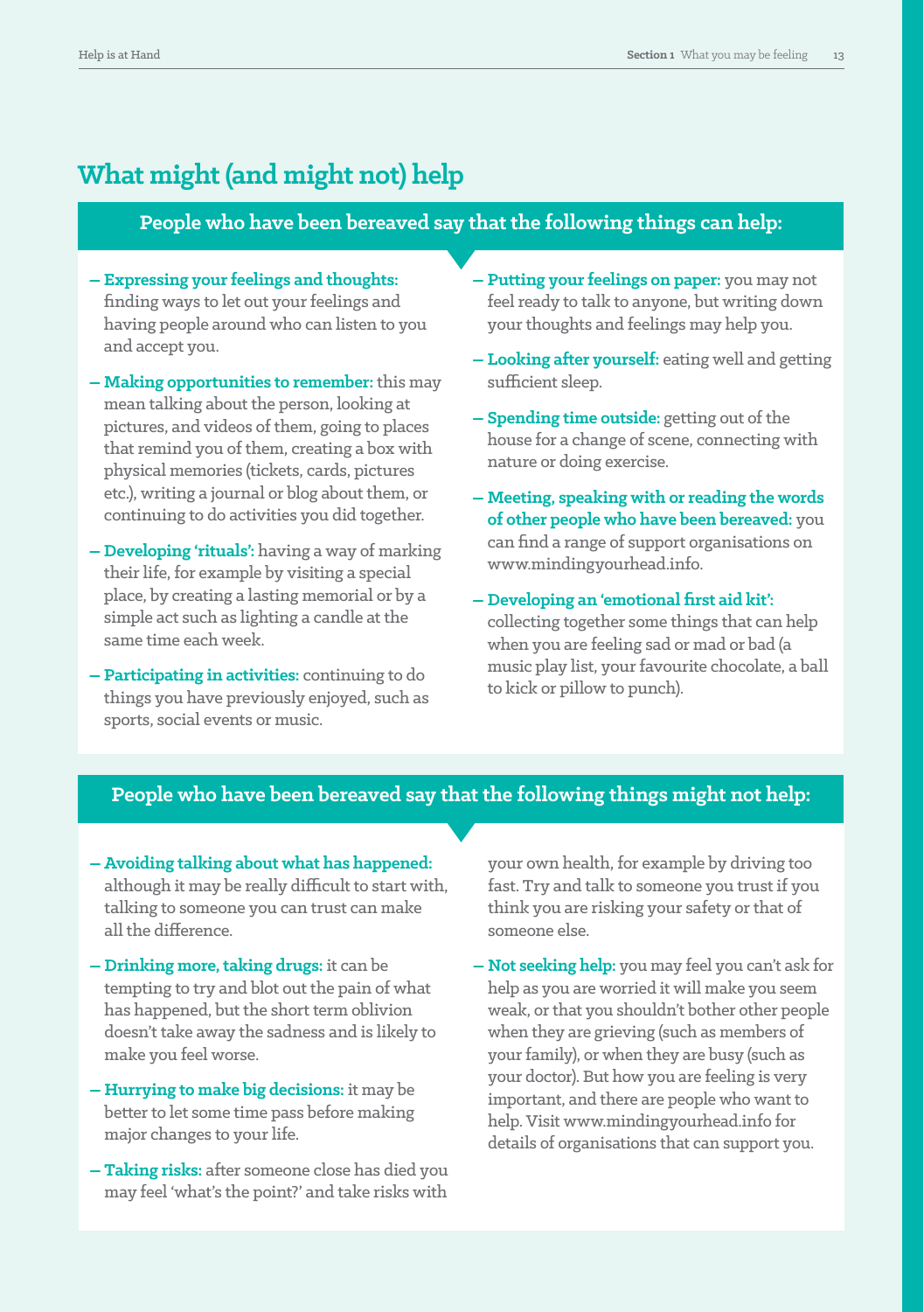## What might (and might not) help

### People who have been bereaved say that the following things can help:

- **Expressing your feelings and thoughts:** finding ways to let out your feelings and having people around who can listen to you and accept you.
- **Making opportunities to remember:** this may mean talking about the person, looking at pictures, and videos of them, going to places that remind you of them, creating a box with physical memories (tickets, cards, pictures etc.), writing a journal or blog about them, or continuing to do activities you did together.
- **Developing 'rituals':** having a way of marking their life, for example by visiting a special place, by creating a lasting memorial or by a simple act such as lighting a candle at the same time each week.
- **Participating in activities:** continuing to do things you have previously enjoyed, such as sports, social events or music.
- **Putting your feelings on paper:** you may not feel ready to talk to anyone, but writing down your thoughts and feelings may help you.
- **Looking after yourself:** eating well and getting sufficient sleep.
- **Spending time outside:** getting out of the house for a change of scene, connecting with nature or doing exercise.
- **Meeting, speaking with or reading the words of other people who have been bereaved:** you can find a range of support organisations on www.mindingyourhead.info.
- **Developing an 'emotional first aid kit':** collecting together some things that can help when you are feeling sad or mad or bad (a music play list, your favourite chocolate, a ball to kick or pillow to punch).

### People who have been bereaved say that the following things might not help:

- **Avoiding talking about what has happened:** although it may be really difficult to start with, talking to someone you can trust can make all the difference.
- **Drinking more, taking drugs:** it can be tempting to try and blot out the pain of what has happened, but the short term oblivion doesn't take away the sadness and is likely to make you feel worse.
- **Hurrying to make big decisions:** it may be better to let some time pass before making major changes to your life.
- **Taking risks:** after someone close has died you may feel 'what's the point?' and take risks with your own health, for example by driving too fast. Try and talk to someone you trust if you think you are risking your safety or that of someone else.
- **Not seeking help:** you may feel you can't ask for help as you are worried it will make you seem weak, or that you shouldn't bother other people when they are grieving (such as members of your family), or when they are busy (such as your doctor). But how you are feeling is very important, and there are people who want to help. Visit www.mindingyourhead.info for details of organisations that can support you.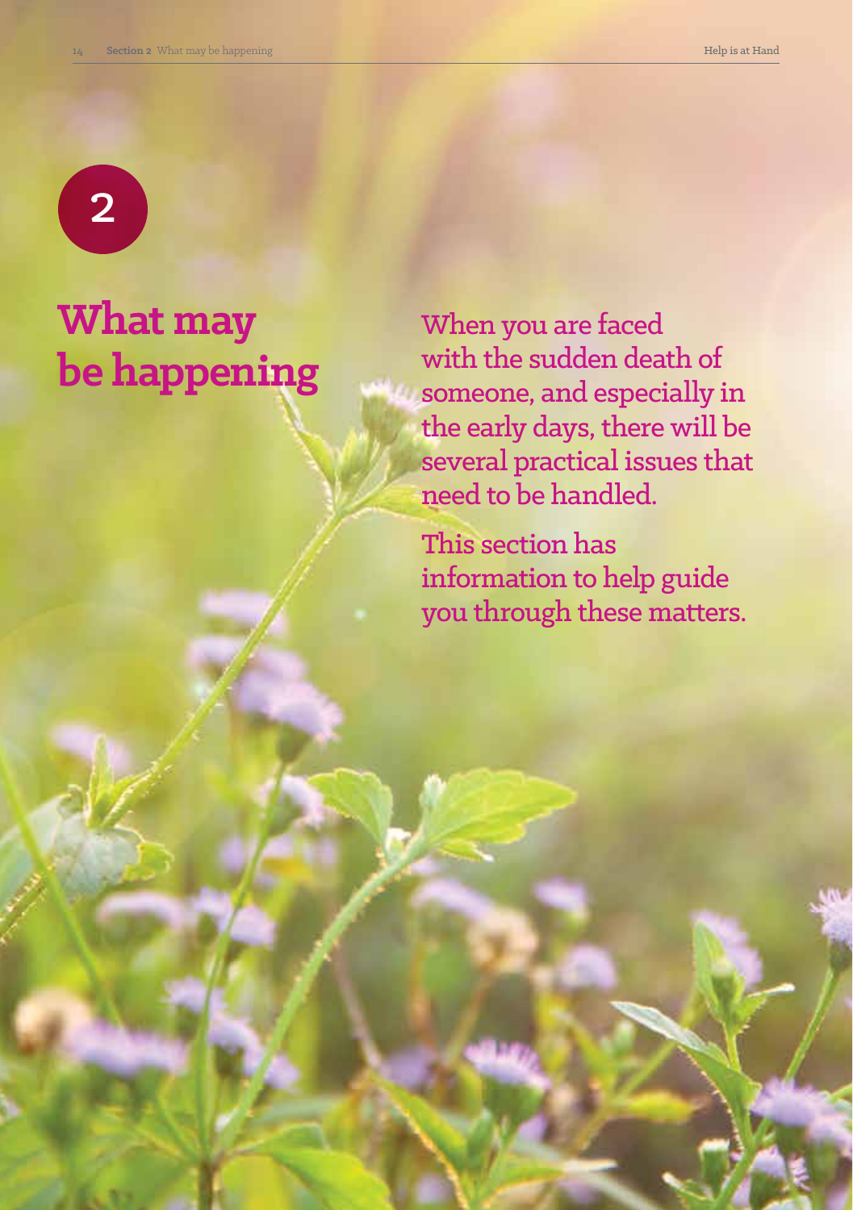# 2

# What may be happening

When you are faced with the sudden death of someone, and especially in the early days, there will be several practical issues that need to be handled.

This section has information to help guide you through these matters.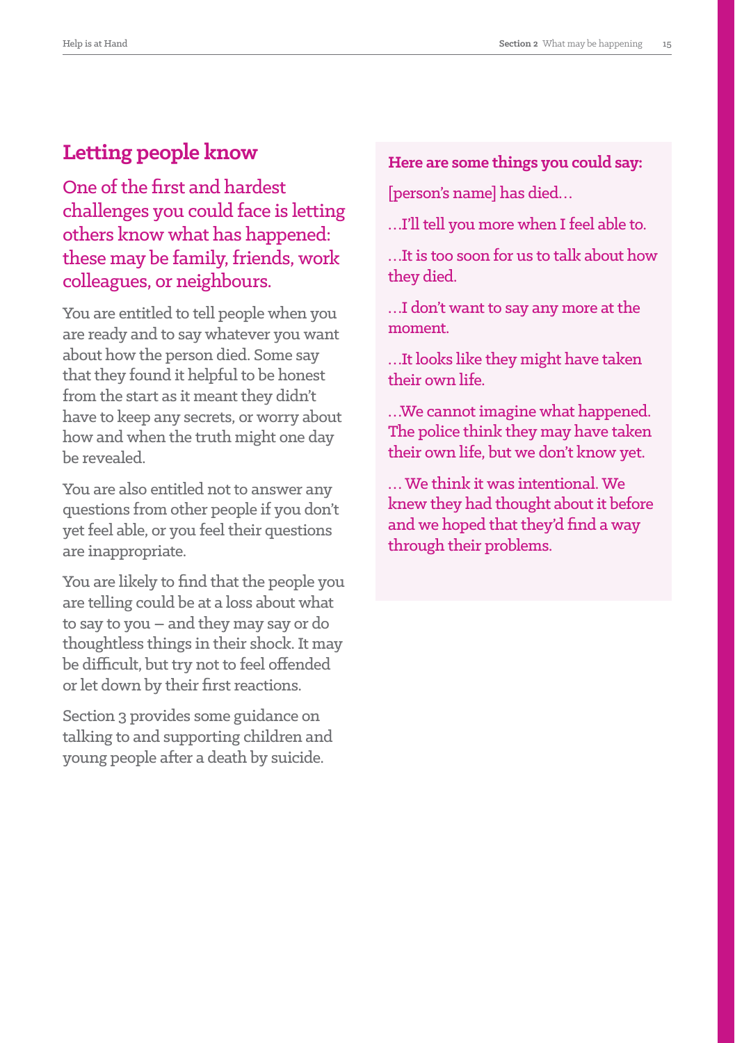## Letting people know

One of the first and hardest challenges you could face is letting others know what has happened: these may be family, friends, work colleagues, or neighbours.

You are entitled to tell people when you are ready and to say whatever you want about how the person died. Some say that they found it helpful to be honest from the start as it meant they didn't have to keep any secrets, or worry about how and when the truth might one day be revealed.

You are also entitled not to answer any questions from other people if you don't yet feel able, or you feel their questions are inappropriate.

You are likely to find that the people you are telling could be at a loss about what to say to you – and they may say or do thoughtless things in their shock. It may be difficult, but try not to feel offended or let down by their first reactions.

Section 3 provides some guidance on talking to and supporting children and young people after a death by suicide.

**Here are some things you could say:**

[person's name] has died…

…I'll tell you more when I feel able to.

…It is too soon for us to talk about how they died.

…I don't want to say any more at the moment.

…It looks like they might have taken their own life.

…We cannot imagine what happened. The police think they may have taken their own life, but we don't know yet.

… We think it was intentional. We knew they had thought about it before and we hoped that they'd find a way through their problems.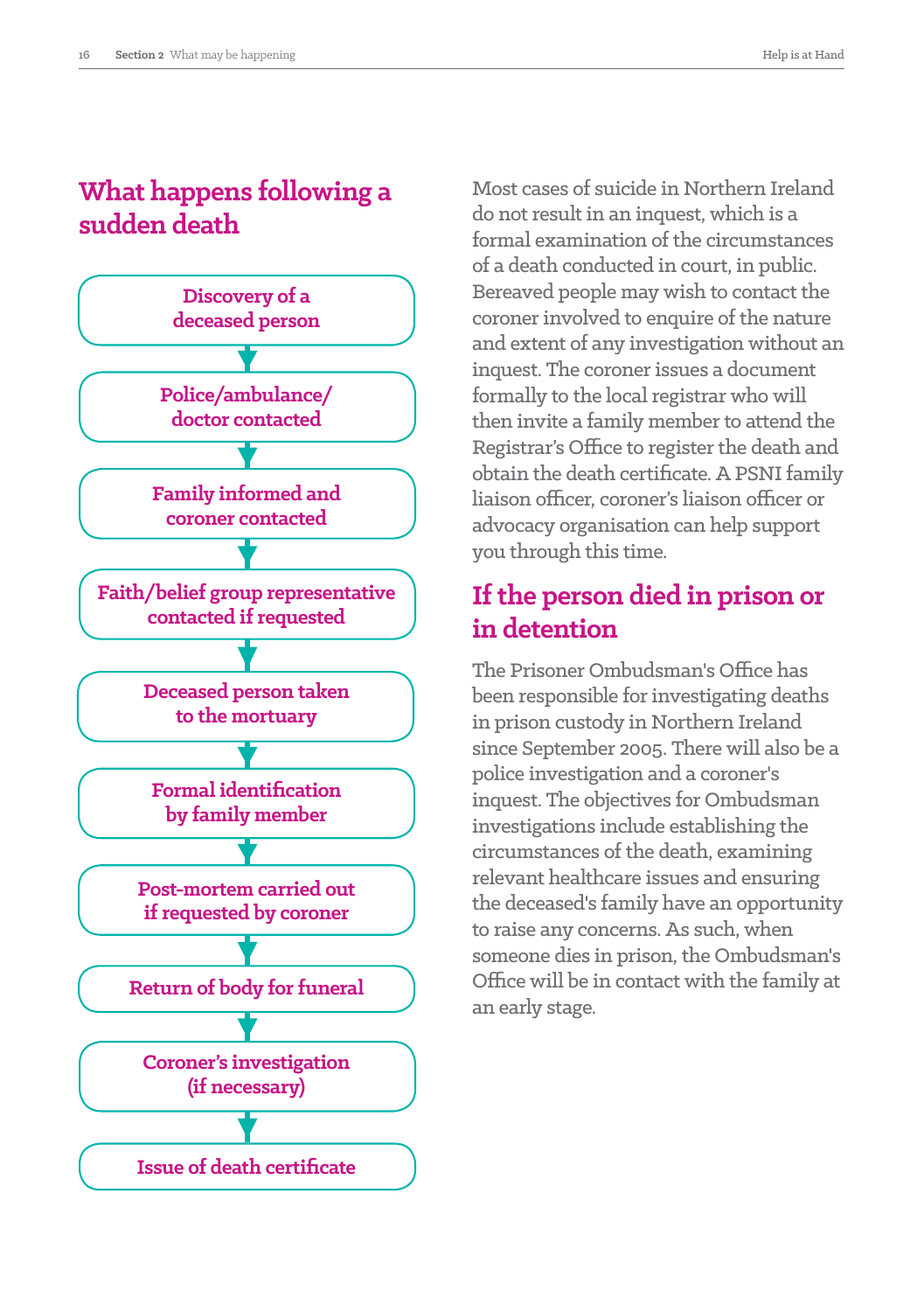## What happens following a sudden death

- Discovery of a deceased person
- Police/ambulance/ doctor contacted
- Family informed and coroner contacted
- Faith/belief group representative contacted if requested
- Deceased person taken to the mortuary
- Formal identification by family member
- Post-mortem carried out if requested by coroner
- Return of body for funeral
- Coroner's investigation (if necessary)
- Issue of death certificate

Most cases of suicide in Northern Ireland do not result in an inquest, which is a formal examination of the circumstances of a death conducted in court, in public. Bereaved people may wish to contact the coroner involved to enquire of the nature and extent of any investigation without an inquest. The coroner issues a document formally to the local registrar who will then invite a family member to attend the Registrar's Office to register the death and obtain the death certificate. A PSNI family liaison officer, coroner's liaison officer or advocacy organisation can help support you through this time.

## If the person died in prison or in detention

The Prisoner Ombudsman's Office has been responsible for investigating deaths in prison custody in Northern Ireland since September 2005. There will also be a police investigation and a coroner's inquest. The objectives for Ombudsman investigations include establishing the circumstances of the death, examining relevant healthcare issues and ensuring the deceased's family have an opportunity to raise any concerns. As such, when someone dies in prison, the Ombudsman's Office will be in contact with the family at an early stage.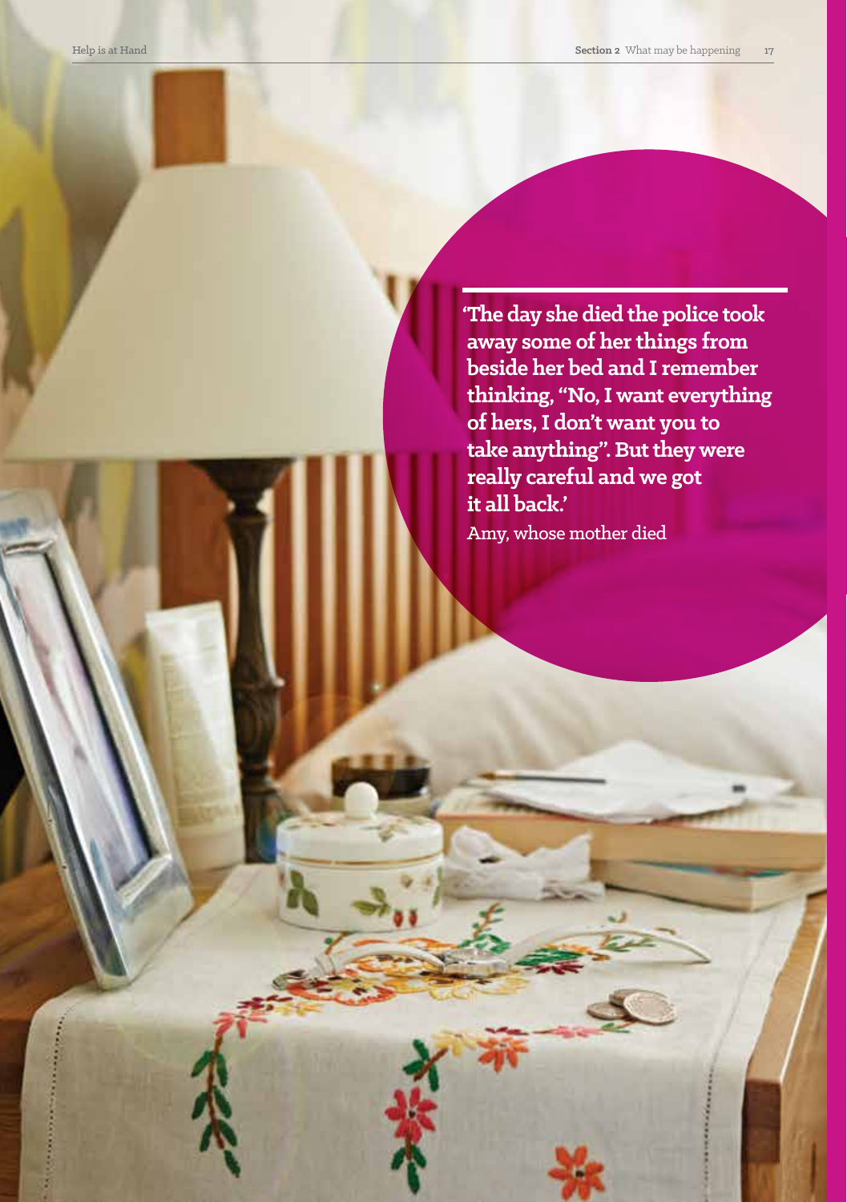'The day she died the police took away some of her things from beside her bed and I remember thinking, "No, I want everything of hers, I don't want you to take anything". But they were really careful and we got it all back.'

Amy, whose mother died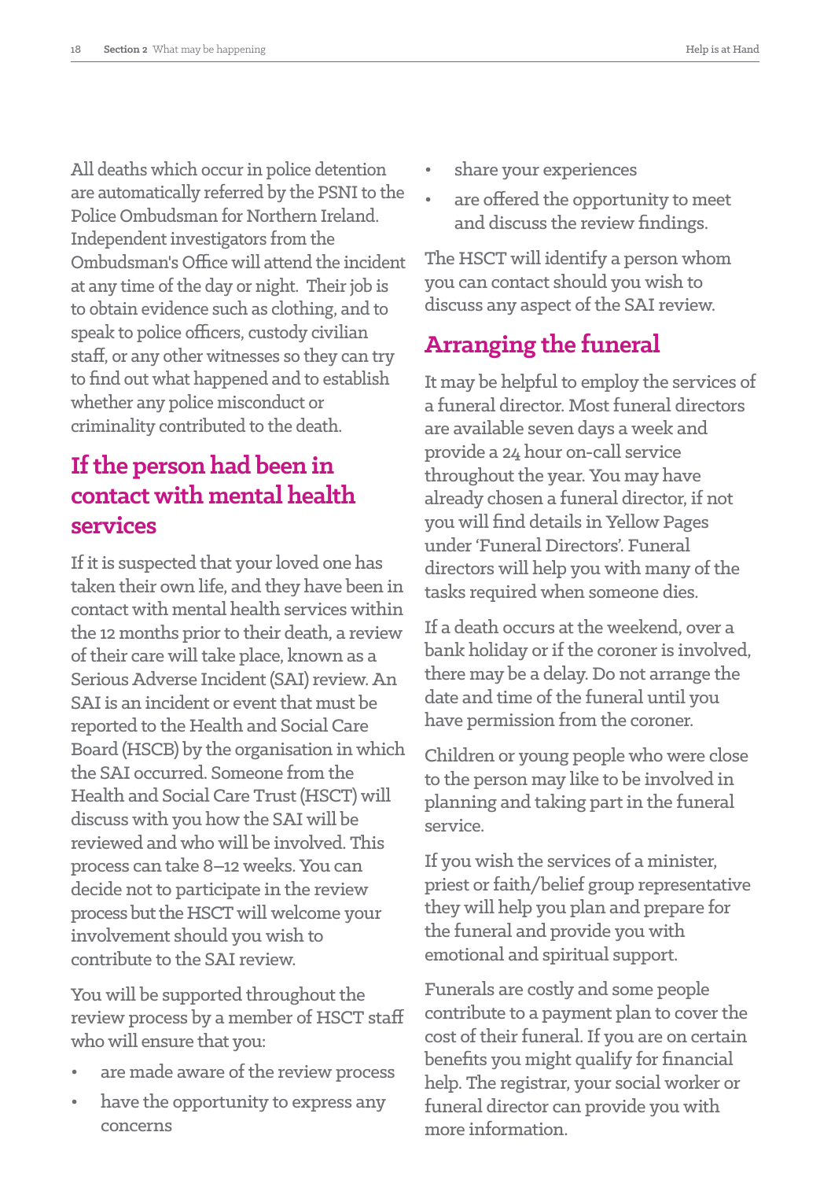All deaths which occur in police detention are automatically referred by the PSNI to the Police Ombudsman for Northern Ireland. Independent investigators from the Ombudsman's Office will attend the incident at any time of the day or night. Their job is to obtain evidence such as clothing, and to speak to police officers, custody civilian staff, or any other witnesses so they can try to find out what happened and to establish whether any police misconduct or criminality contributed to the death.

## If the person had been in contact with mental health services

If it is suspected that your loved one has taken their own life, and they have been in contact with mental health services within the 12 months prior to their death, a review of their care will take place, known as a Serious Adverse Incident (SAI) review. An SAI is an incident or event that must be reported to the Health and Social Care Board (HSCB) by the organisation in which the SAI occurred. Someone from the Health and Social Care Trust (HSCT) will discuss with you how the SAI will be reviewed and who will be involved. This process can take 8–12 weeks. You can decide not to participate in the review process but the HSCT will welcome your involvement should you wish to contribute to the SAI review.

You will be supported throughout the review process by a member of HSCT staff who will ensure that you:

- are made aware of the review process
- have the opportunity to express any concerns
- share your experiences
- are offered the opportunity to meet and discuss the review findings.

The HSCT will identify a person whom you can contact should you wish to discuss any aspect of the SAI review.

## Arranging the funeral

It may be helpful to employ the services of a funeral director. Most funeral directors are available seven days a week and provide a 24 hour on-call service throughout the year. You may have already chosen a funeral director, if not you will find details in Yellow Pages under 'Funeral Directors'. Funeral directors will help you with many of the tasks required when someone dies.

If a death occurs at the weekend, over a bank holiday or if the coroner is involved, there may be a delay. Do not arrange the date and time of the funeral until you have permission from the coroner.

Children or young people who were close to the person may like to be involved in planning and taking part in the funeral service.

If you wish the services of a minister, priest or faith/belief group representative they will help you plan and prepare for the funeral and provide you with emotional and spiritual support.

Funerals are costly and some people contribute to a payment plan to cover the cost of their funeral. If you are on certain benefits you might qualify for financial help. The registrar, your social worker or funeral director can provide you with more information.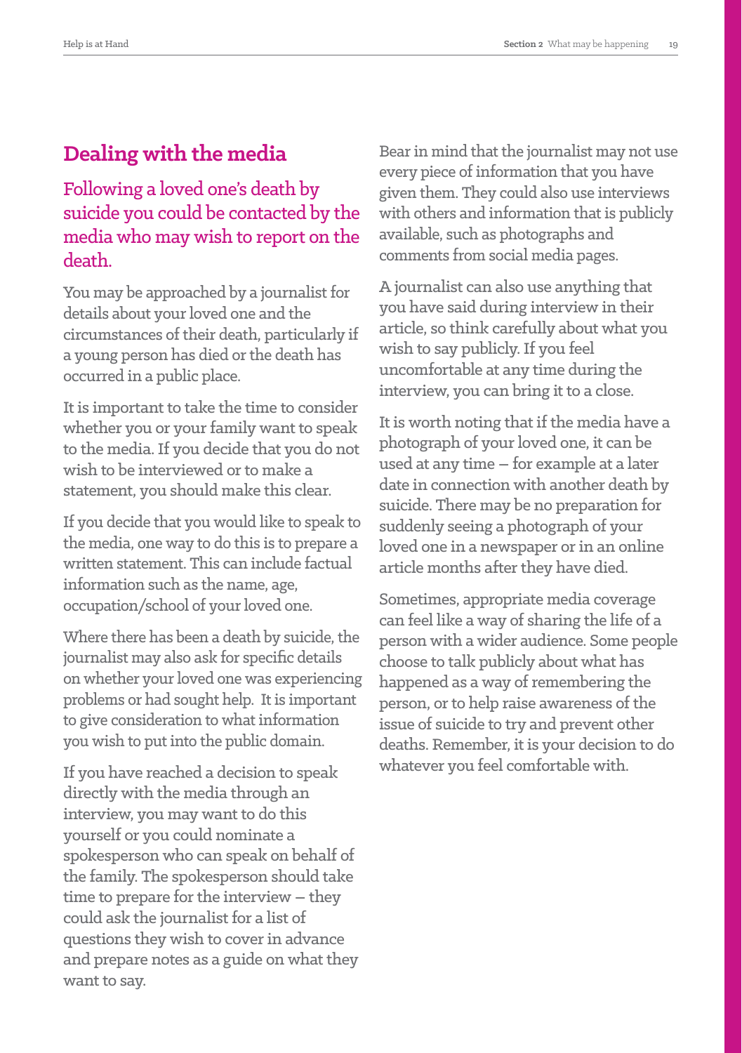## Dealing with the media

### Following a loved one's death by suicide you could be contacted by the media who may wish to report on the death.

You may be approached by a journalist for details about your loved one and the circumstances of their death, particularly if a young person has died or the death has occurred in a public place.

It is important to take the time to consider whether you or your family want to speak to the media. If you decide that you do not wish to be interviewed or to make a statement, you should make this clear.

If you decide that you would like to speak to the media, one way to do this is to prepare a written statement. This can include factual information such as the name, age, occupation/school of your loved one.

Where there has been a death by suicide, the journalist may also ask for specific details on whether your loved one was experiencing problems or had sought help. It is important to give consideration to what information you wish to put into the public domain.

If you have reached a decision to speak directly with the media through an interview, you may want to do this yourself or you could nominate a spokesperson who can speak on behalf of the family. The spokesperson should take time to prepare for the interview – they could ask the journalist for a list of questions they wish to cover in advance and prepare notes as a guide on what they want to say.

Bear in mind that the journalist may not use every piece of information that you have given them. They could also use interviews with others and information that is publicly available, such as photographs and comments from social media pages.

A journalist can also use anything that you have said during interview in their article, so think carefully about what you wish to say publicly. If you feel uncomfortable at any time during the interview, you can bring it to a close.

It is worth noting that if the media have a photograph of your loved one, it can be used at any time – for example at a later date in connection with another death by suicide. There may be no preparation for suddenly seeing a photograph of your loved one in a newspaper or in an online article months after they have died.

Sometimes, appropriate media coverage can feel like a way of sharing the life of a person with a wider audience. Some people choose to talk publicly about what has happened as a way of remembering the person, or to help raise awareness of the issue of suicide to try and prevent other deaths. Remember, it is your decision to do whatever you feel comfortable with.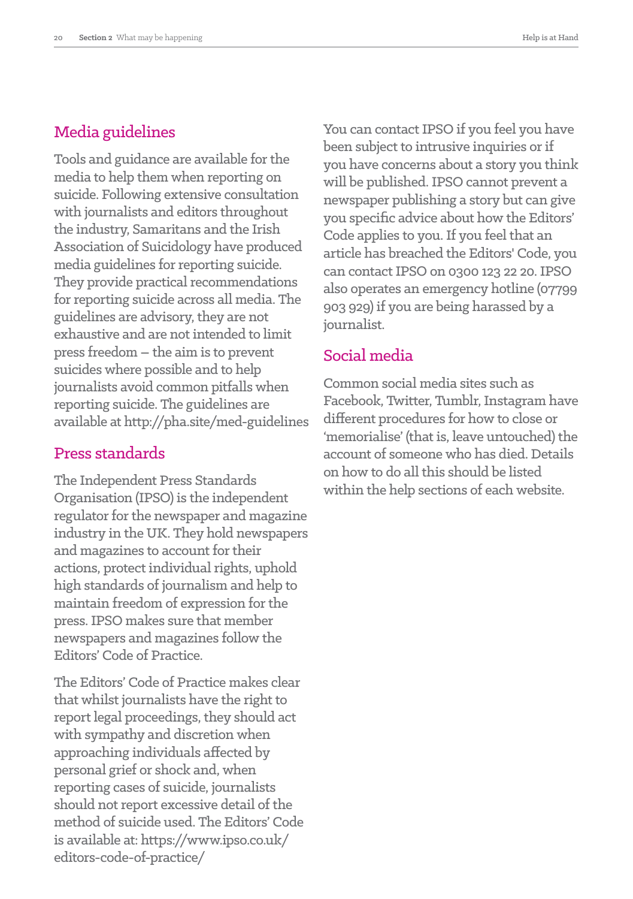## Media guidelines

Tools and guidance are available for the media to help them when reporting on suicide. Following extensive consultation with journalists and editors throughout the industry, Samaritans and the Irish Association of Suicidology have produced media guidelines for reporting suicide. They provide practical recommendations for reporting suicide across all media. The guidelines are advisory, they are not exhaustive and are not intended to limit press freedom – the aim is to prevent suicides where possible and to help journalists avoid common pitfalls when reporting suicide. The guidelines are available at http://pha.site/med-guidelines

## Press standards

The Independent Press Standards Organisation (IPSO) is the independent regulator for the newspaper and magazine industry in the UK. They hold newspapers and magazines to account for their actions, protect individual rights, uphold high standards of journalism and help to maintain freedom of expression for the press. IPSO makes sure that member newspapers and magazines follow the Editors' Code of Practice.

The Editors' Code of Practice makes clear that whilst journalists have the right to report legal proceedings, they should act with sympathy and discretion when approaching individuals affected by personal grief or shock and, when reporting cases of suicide, journalists should not report excessive detail of the method of suicide used. The Editors' Code is available at: https://www.ipso.co.uk/editors-code-of-practice/

You can contact IPSO if you feel you have been subject to intrusive inquiries or if you have concerns about a story you think will be published. IPSO cannot prevent a newspaper publishing a story but can give you specific advice about how the Editors' Code applies to you. If you feel that an article has breached the Editors' Code, you can contact IPSO on 0300 123 22 20. IPSO also operates an emergency hotline (07799 903 929) if you are being harassed by a journalist.

## Social media

Common social media sites such as Facebook, Twitter, Tumblr, Instagram have different procedures for how to close or 'memorialise' (that is, leave untouched) the account of someone who has died. Details on how to do all this should be listed within the help sections of each website.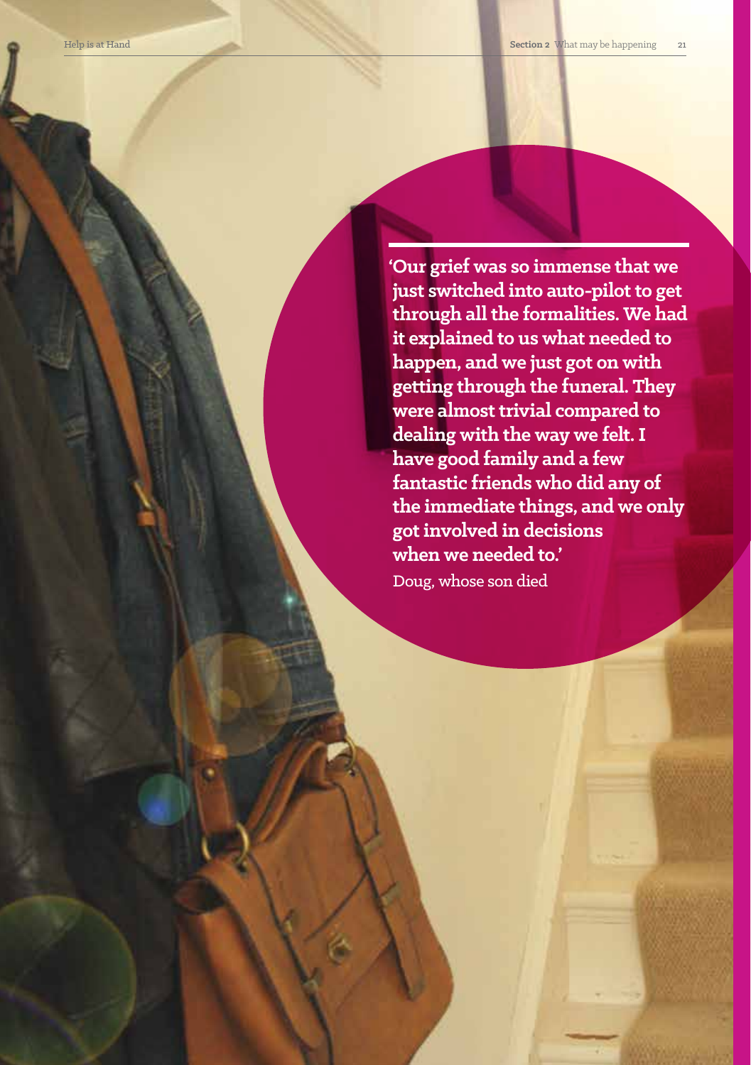**'Our grief was so immense that we just switched into auto-pilot to get through all the formalities. We had it explained to us what needed to happen, and we just got on with getting through the funeral. They were almost trivial compared to dealing with the way we felt. I have good family and a few fantastic friends who did any of the immediate things, and we only got involved in decisions when we needed to.'**

Doug, whose son died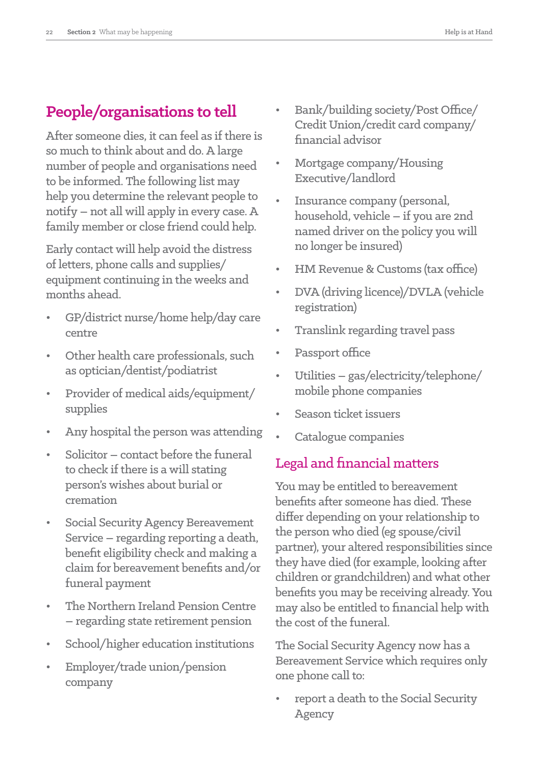## People/organisations to tell

After someone dies, it can feel as if there is so much to think about and do. A large number of people and organisations need to be informed. The following list may help you determine the relevant people to notify – not all will apply in every case. A family member or close friend could help.

Early contact will help avoid the distress of letters, phone calls and supplies/ equipment continuing in the weeks and months ahead.

- GP/district nurse/home help/day care centre
- Other health care professionals, such as optician/dentist/podiatrist
- Provider of medical aids/equipment/ supplies
- Any hospital the person was attending
- Solicitor – contact before the funeral to check if there is a will stating person's wishes about burial or cremation
- Social Security Agency Bereavement Service – regarding reporting a death, benefit eligibility check and making a claim for bereavement benefits and/or funeral payment
- The Northern Ireland Pension Centre – regarding state retirement pension
- School/higher education institutions
- Employer/trade union/pension company
- Bank/building society/Post Office/ Credit Union/credit card company/ financial advisor
- Mortgage company/Housing Executive/landlord
- Insurance company (personal, household, vehicle – if you are 2nd named driver on the policy you will no longer be insured)
- HM Revenue & Customs (tax office)
- DVA (driving licence)/DVLA (vehicle registration)
- Translink regarding travel pass
- Passport office
- Utilities – gas/electricity/telephone/ mobile phone companies
- Season ticket issuers
- Catalogue companies

### Legal and financial matters

You may be entitled to bereavement benefits after someone has died. These differ depending on your relationship to the person who died (eg spouse/civil partner), your altered responsibilities since they have died (for example, looking after children or grandchildren) and what other benefits you may be receiving already. You may also be entitled to financial help with the cost of the funeral.

The Social Security Agency now has a Bereavement Service which requires only one phone call to:

- report a death to the Social Security Agency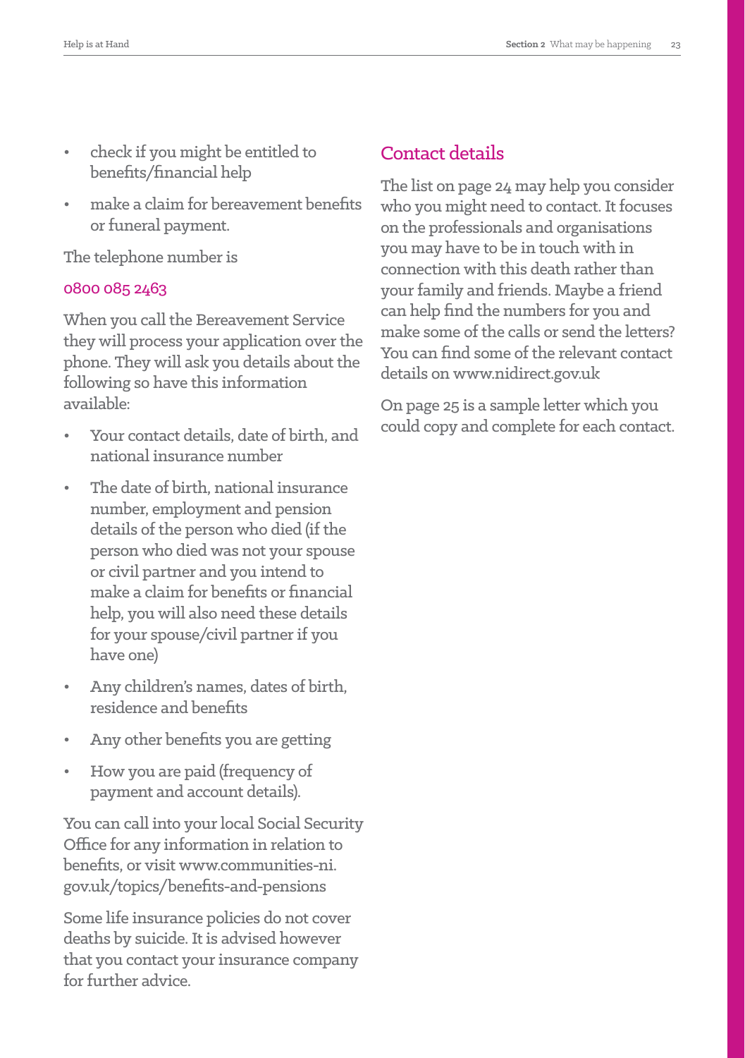- check if you might be entitled to benefits/financial help
- make a claim for bereavement benefits or funeral payment.

The telephone number is

0800 085 2463

When you call the Bereavement Service they will process your application over the phone. They will ask you details about the following so have this information available:

- Your contact details, date of birth, and national insurance number
- The date of birth, national insurance number, employment and pension details of the person who died (if the person who died was not your spouse or civil partner and you intend to make a claim for benefits or financial help, you will also need these details for your spouse/civil partner if you have one)
- Any children's names, dates of birth, residence and benefits
- Any other benefits you are getting
- How you are paid (frequency of payment and account details).

You can call into your local Social Security Office for any information in relation to benefits, or visit www.communities-ni.gov.uk/topics/benefits-and-pensions

Some life insurance policies do not cover deaths by suicide. It is advised however that you contact your insurance company for further advice.

## Contact details

The list on page 24 may help you consider who you might need to contact. It focuses on the professionals and organisations you may have to be in touch with in connection with this death rather than your family and friends. Maybe a friend can help find the numbers for you and make some of the calls or send the letters? You can find some of the relevant contact details on www.nidirect.gov.uk

On page 25 is a sample letter which you could copy and complete for each contact.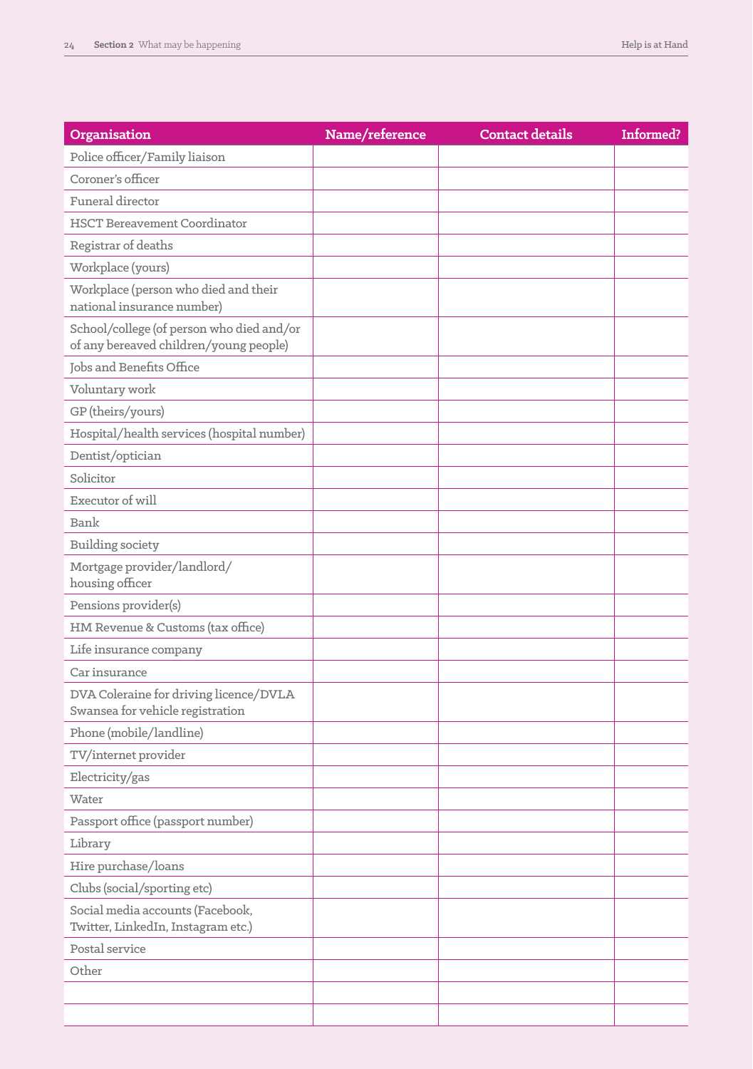| Organisation | Name/reference | Contact details | Informed? |
|---|---|---|---|
| Police officer/Family liaison | | | |
| Coroner's officer | | | |
| Funeral director | | | |
| HSCT Bereavement Coordinator | | | |
| Registrar of deaths | | | |
| Workplace (yours) | | | |
| Workplace (person who died and their national insurance number) | | | |
| School/college (of person who died and/or of any bereaved children/young people) | | | |
| Jobs and Benefits Office | | | |
| Voluntary work | | | |
| GP (theirs/yours) | | | |
| Hospital/health services (hospital number) | | | |
| Dentist/optician | | | |
| Solicitor | | | |
| Executor of will | | | |
| Bank | | | |
| Building society | | | |
| Mortgage provider/landlord/ housing officer | | | |
| Pensions provider(s) | | | |
| HM Revenue & Customs (tax office) | | | |
| Life insurance company | | | |
| Car insurance | | | |
| DVA Coleraine for driving licence/DVLA Swansea for vehicle registration | | | |
| Phone (mobile/landline) | | | |
| TV/internet provider | | | |
| Electricity/gas | | | |
| Water | | | |
| Passport office (passport number) | | | |
| Library | | | |
| Hire purchase/loans | | | |
| Clubs (social/sporting etc) | | | |
| Social media accounts (Facebook, Twitter, LinkedIn, Instagram etc.) | | | |
| Postal service | | | |
| Other | | | |
| | | | |
| | | | |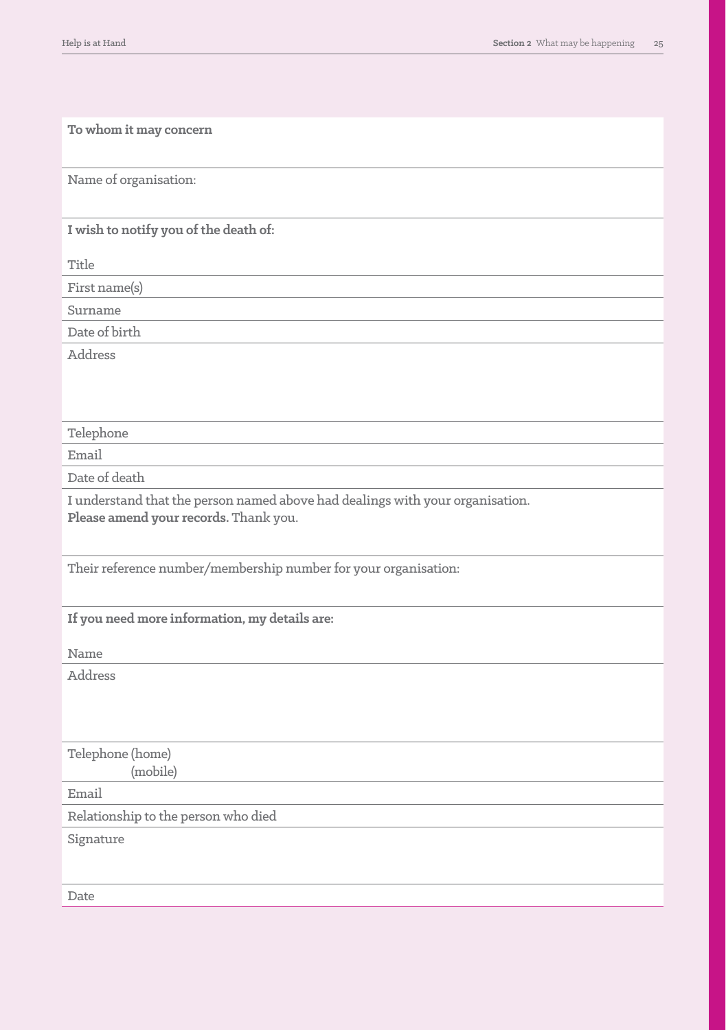**To whom it may concern**

Name of organisation:

**I wish to notify you of the death of:**

Title

First name(s)

Surname

Date of birth

Address

Telephone

Email

Date of death

I understand that the person named above had dealings with your organisation.
**Please amend your records.** Thank you.

Their reference number/membership number for your organisation:

**If you need more information, my details are:**

Name

Address

Telephone (home)
(mobile)

Email

Relationship to the person who died

Signature

Date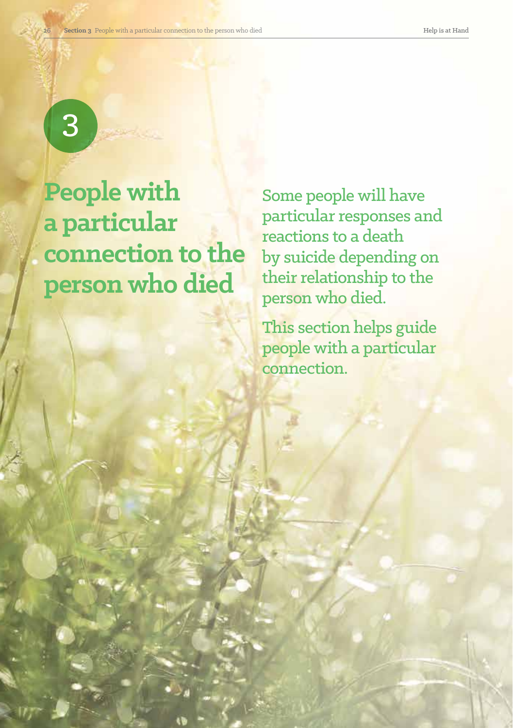3

# People with a particular connection to the person who died

Some people will have particular responses and reactions to a death by suicide depending on their relationship to the person who died.

This section helps guide people with a particular connection.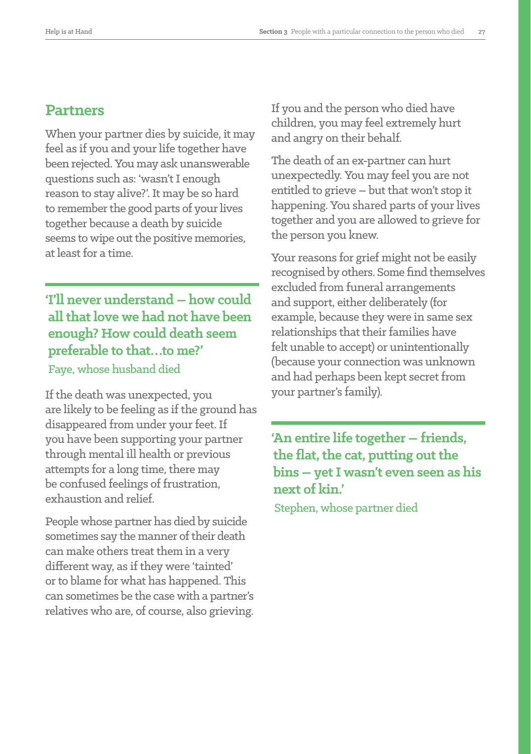## Partners

When your partner dies by suicide, it may feel as if you and your life together have been rejected. You may ask unanswerable questions such as: 'wasn't I enough reason to stay alive?'. It may be so hard to remember the good parts of your lives together because a death by suicide seems to wipe out the positive memories, at least for a time.

**'I'll never understand – how could all that love we had not have been enough? How could death seem preferable to that…to me?'**

Faye, whose husband died

If the death was unexpected, you are likely to be feeling as if the ground has disappeared from under your feet. If you have been supporting your partner through mental ill health or previous attempts for a long time, there may be confused feelings of frustration, exhaustion and relief.

People whose partner has died by suicide sometimes say the manner of their death can make others treat them in a very different way, as if they were 'tainted' or to blame for what has happened. This can sometimes be the case with a partner's relatives who are, of course, also grieving.

If you and the person who died have children, you may feel extremely hurt and angry on their behalf.

The death of an ex-partner can hurt unexpectedly. You may feel you are not entitled to grieve – but that won't stop it happening. You shared parts of your lives together and you are allowed to grieve for the person you knew.

Your reasons for grief might not be easily recognised by others. Some find themselves excluded from funeral arrangements and support, either deliberately (for example, because they were in same sex relationships that their families have felt unable to accept) or unintentionally (because your connection was unknown and had perhaps been kept secret from your partner's family).

**'An entire life together – friends, the flat, the cat, putting out the bins – yet I wasn't even seen as his next of kin.'**

Stephen, whose partner died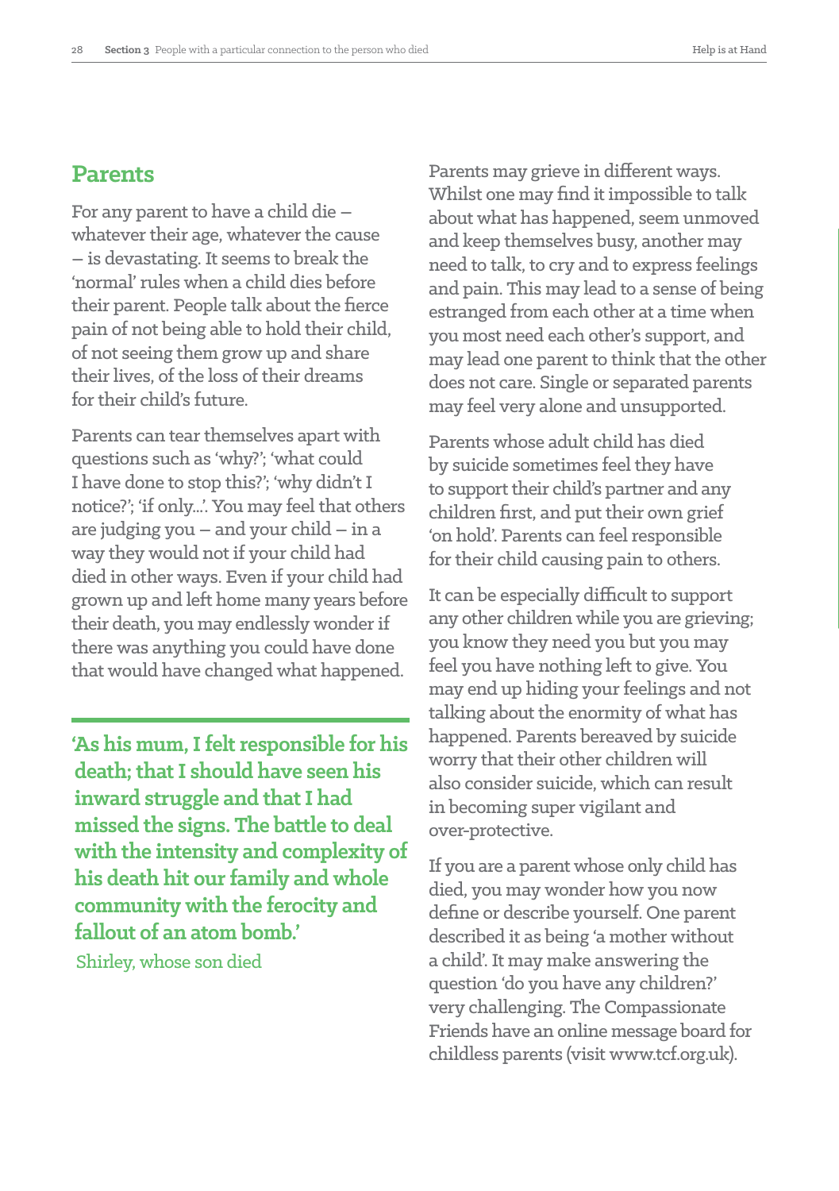## Parents

For any parent to have a child die – whatever their age, whatever the cause – is devastating. It seems to break the 'normal' rules when a child dies before their parent. People talk about the fierce pain of not being able to hold their child, of not seeing them grow up and share their lives, of the loss of their dreams for their child's future.

Parents can tear themselves apart with questions such as 'why?'; 'what could I have done to stop this?'; 'why didn't I notice?'; 'if only...'. You may feel that others are judging you – and your child – in a way they would not if your child had died in other ways. Even if your child had grown up and left home many years before their death, you may endlessly wonder if there was anything you could have done that would have changed what happened.

**'As his mum, I felt responsible for his death; that I should have seen his inward struggle and that I had missed the signs. The battle to deal with the intensity and complexity of his death hit our family and whole community with the ferocity and fallout of an atom bomb.'**

Shirley, whose son died

Parents may grieve in different ways. Whilst one may find it impossible to talk about what has happened, seem unmoved and keep themselves busy, another may need to talk, to cry and to express feelings and pain. This may lead to a sense of being estranged from each other at a time when you most need each other's support, and may lead one parent to think that the other does not care. Single or separated parents may feel very alone and unsupported.

Parents whose adult child has died by suicide sometimes feel they have to support their child's partner and any children first, and put their own grief 'on hold'. Parents can feel responsible for their child causing pain to others.

It can be especially difficult to support any other children while you are grieving; you know they need you but you may feel you have nothing left to give. You may end up hiding your feelings and not talking about the enormity of what has happened. Parents bereaved by suicide worry that their other children will also consider suicide, which can result in becoming super vigilant and over-protective.

If you are a parent whose only child has died, you may wonder how you now define or describe yourself. One parent described it as being 'a mother without a child'. It may make answering the question 'do you have any children?' very challenging. The Compassionate Friends have an online message board for childless parents (visit www.tcf.org.uk).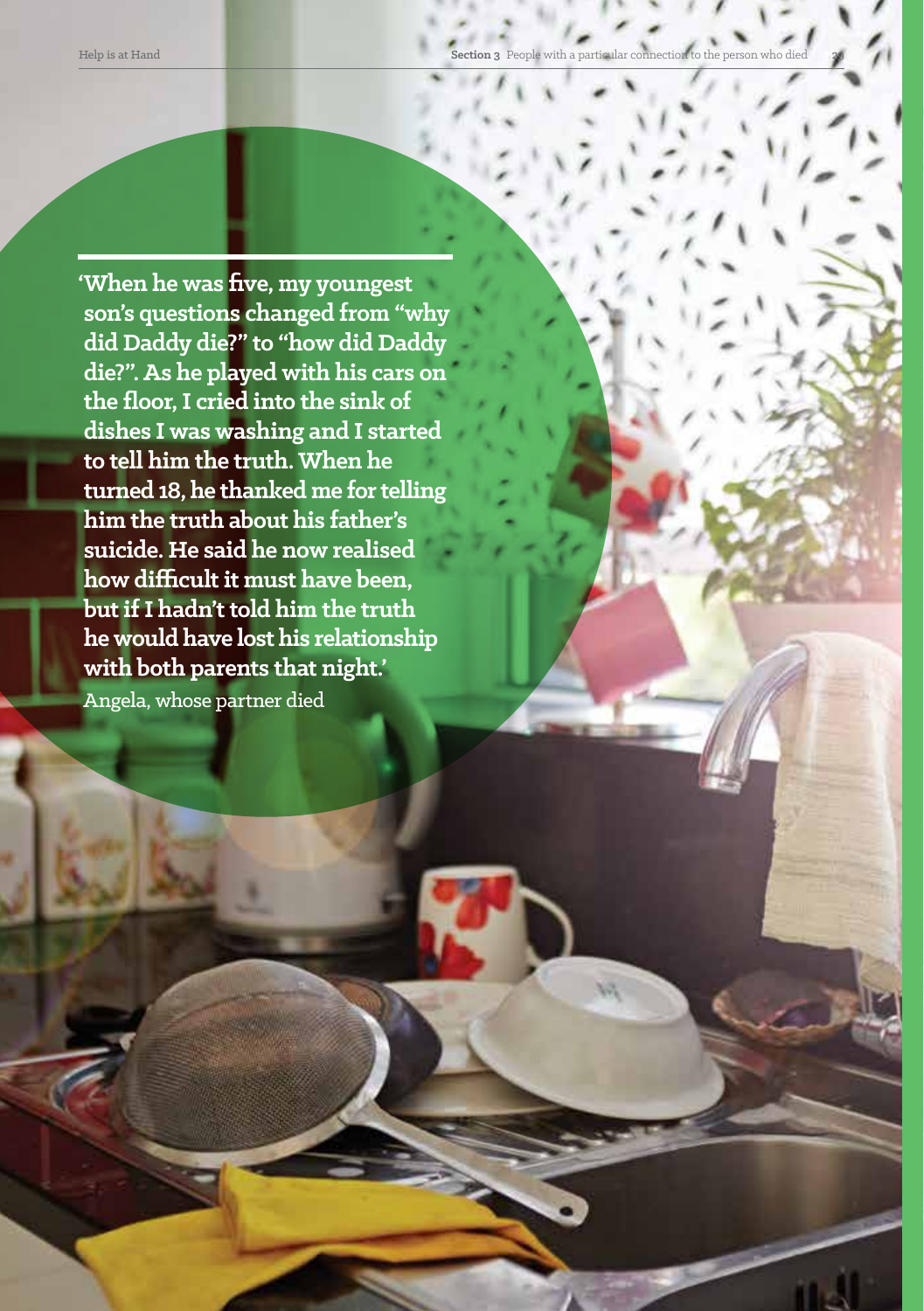**'When he was five, my youngest son's questions changed from "why did Daddy die?" to "how did Daddy die?". As he played with his cars on the floor, I cried into the sink of dishes I was washing and I started to tell him the truth. When he turned 18, he thanked me for telling him the truth about his father's suicide. He said he now realised how difficult it must have been, but if I hadn't told him the truth he would have lost his relationship with both parents that night.'**

Angela, whose partner died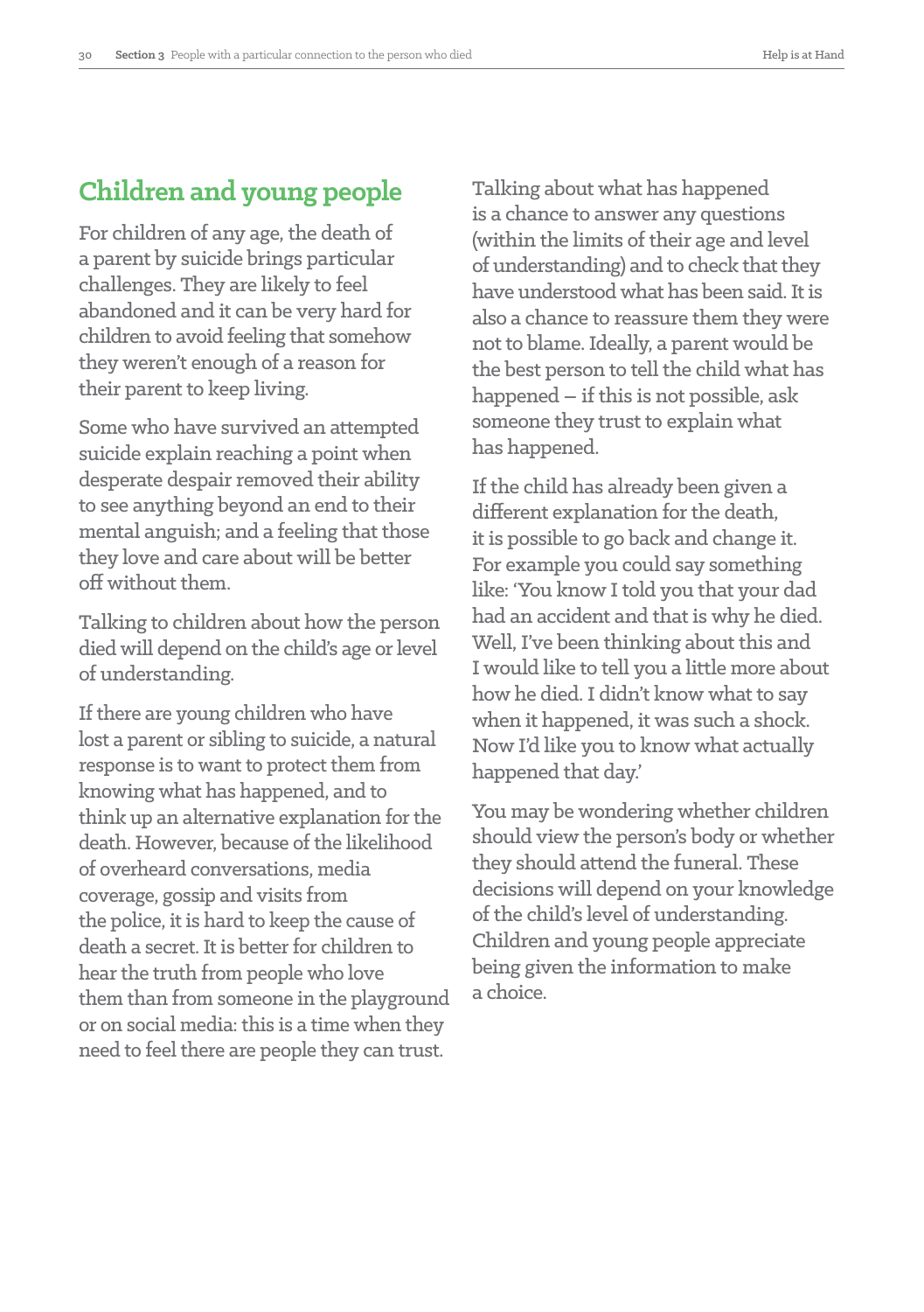## Children and young people

For children of any age, the death of a parent by suicide brings particular challenges. They are likely to feel abandoned and it can be very hard for children to avoid feeling that somehow they weren't enough of a reason for their parent to keep living.

Some who have survived an attempted suicide explain reaching a point when desperate despair removed their ability to see anything beyond an end to their mental anguish; and a feeling that those they love and care about will be better off without them.

Talking to children about how the person died will depend on the child's age or level of understanding.

If there are young children who have lost a parent or sibling to suicide, a natural response is to want to protect them from knowing what has happened, and to think up an alternative explanation for the death. However, because of the likelihood of overheard conversations, media coverage, gossip and visits from the police, it is hard to keep the cause of death a secret. It is better for children to hear the truth from people who love them than from someone in the playground or on social media: this is a time when they need to feel there are people they can trust.

Talking about what has happened is a chance to answer any questions (within the limits of their age and level of understanding) and to check that they have understood what has been said. It is also a chance to reassure them they were not to blame. Ideally, a parent would be the best person to tell the child what has happened – if this is not possible, ask someone they trust to explain what has happened.

If the child has already been given a different explanation for the death, it is possible to go back and change it. For example you could say something like: 'You know I told you that your dad had an accident and that is why he died. Well, I've been thinking about this and I would like to tell you a little more about how he died. I didn't know what to say when it happened, it was such a shock. Now I'd like you to know what actually happened that day.'

You may be wondering whether children should view the person's body or whether they should attend the funeral. These decisions will depend on your knowledge of the child's level of understanding. Children and young people appreciate being given the information to make a choice.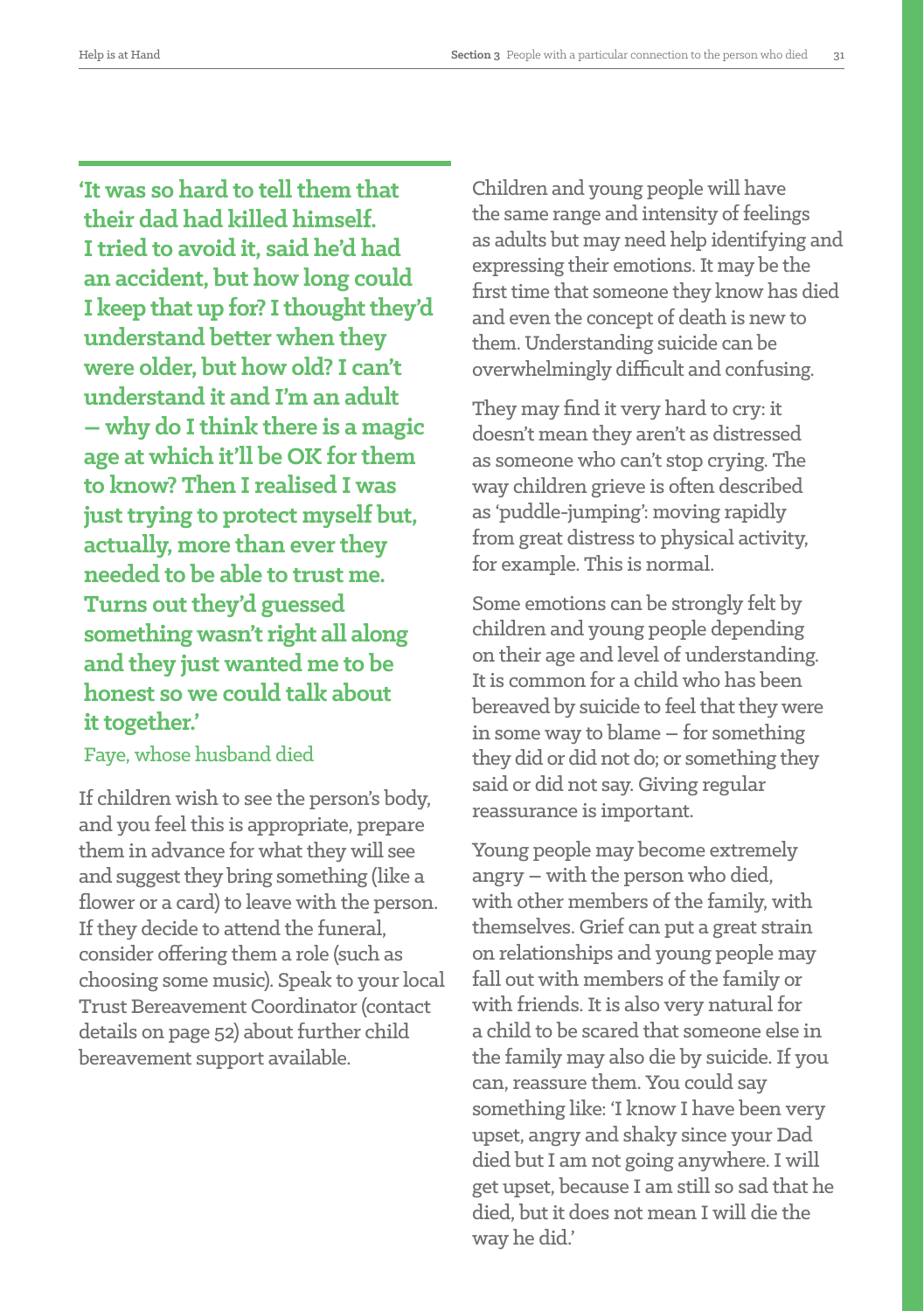**'It was so hard to tell them that their dad had killed himself. I tried to avoid it, said he'd had an accident, but how long could I keep that up for? I thought they'd understand better when they were older, but how old? I can't understand it and I'm an adult – why do I think there is a magic age at which it'll be OK for them to know? Then I realised I was just trying to protect myself but, actually, more than ever they needed to be able to trust me. Turns out they'd guessed something wasn't right all along and they just wanted me to be honest so we could talk about it together.'**

Faye, whose husband died

If children wish to see the person's body, and you feel this is appropriate, prepare them in advance for what they will see and suggest they bring something (like a flower or a card) to leave with the person. If they decide to attend the funeral, consider offering them a role (such as choosing some music). Speak to your local Trust Bereavement Coordinator (contact details on page 52) about further child bereavement support available.

Children and young people will have the same range and intensity of feelings as adults but may need help identifying and expressing their emotions. It may be the first time that someone they know has died and even the concept of death is new to them. Understanding suicide can be overwhelmingly difficult and confusing.

They may find it very hard to cry: it doesn't mean they aren't as distressed as someone who can't stop crying. The way children grieve is often described as 'puddle-jumping': moving rapidly from great distress to physical activity, for example. This is normal.

Some emotions can be strongly felt by children and young people depending on their age and level of understanding. It is common for a child who has been bereaved by suicide to feel that they were in some way to blame – for something they did or did not do; or something they said or did not say. Giving regular reassurance is important.

Young people may become extremely angry – with the person who died, with other members of the family, with themselves. Grief can put a great strain on relationships and young people may fall out with members of the family or with friends. It is also very natural for a child to be scared that someone else in the family may also die by suicide. If you can, reassure them. You could say something like: 'I know I have been very upset, angry and shaky since your Dad died but I am not going anywhere. I will get upset, because I am still so sad that he died, but it does not mean I will die the way he did.'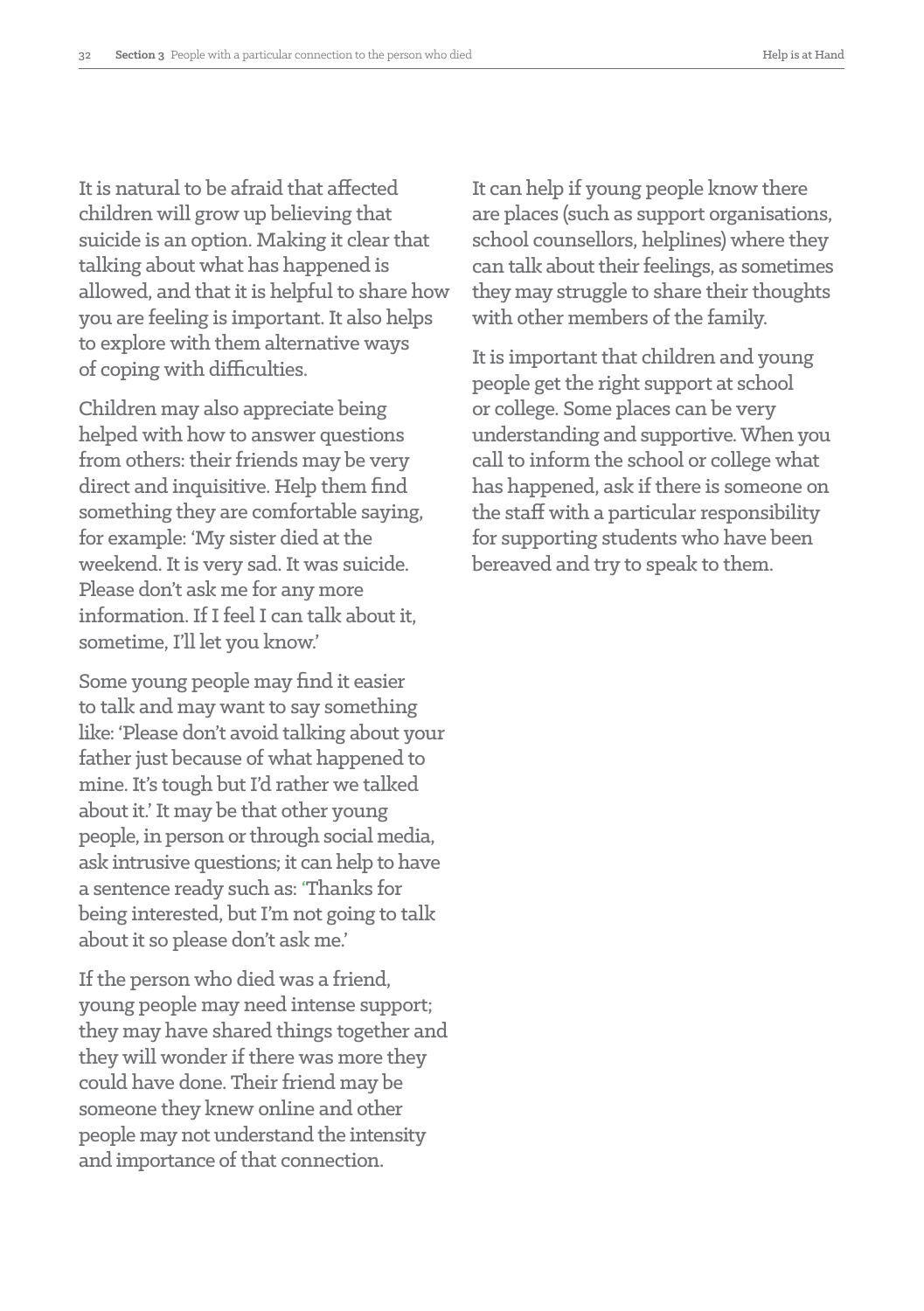It is natural to be afraid that affected children will grow up believing that suicide is an option. Making it clear that talking about what has happened is allowed, and that it is helpful to share how you are feeling is important. It also helps to explore with them alternative ways of coping with difficulties.

Children may also appreciate being helped with how to answer questions from others: their friends may be very direct and inquisitive. Help them find something they are comfortable saying, for example: 'My sister died at the weekend. It is very sad. It was suicide. Please don't ask me for any more information. If I feel I can talk about it, sometime, I'll let you know.'

Some young people may find it easier to talk and may want to say something like: 'Please don't avoid talking about your father just because of what happened to mine. It's tough but I'd rather we talked about it.' It may be that other young people, in person or through social media, ask intrusive questions; it can help to have a sentence ready such as: 'Thanks for being interested, but I'm not going to talk about it so please don't ask me.'

If the person who died was a friend, young people may need intense support; they may have shared things together and they will wonder if there was more they could have done. Their friend may be someone they knew online and other people may not understand the intensity and importance of that connection.

It can help if young people know there are places (such as support organisations, school counsellors, helplines) where they can talk about their feelings, as sometimes they may struggle to share their thoughts with other members of the family.

It is important that children and young people get the right support at school or college. Some places can be very understanding and supportive. When you call to inform the school or college what has happened, ask if there is someone on the staff with a particular responsibility for supporting students who have been bereaved and try to speak to them.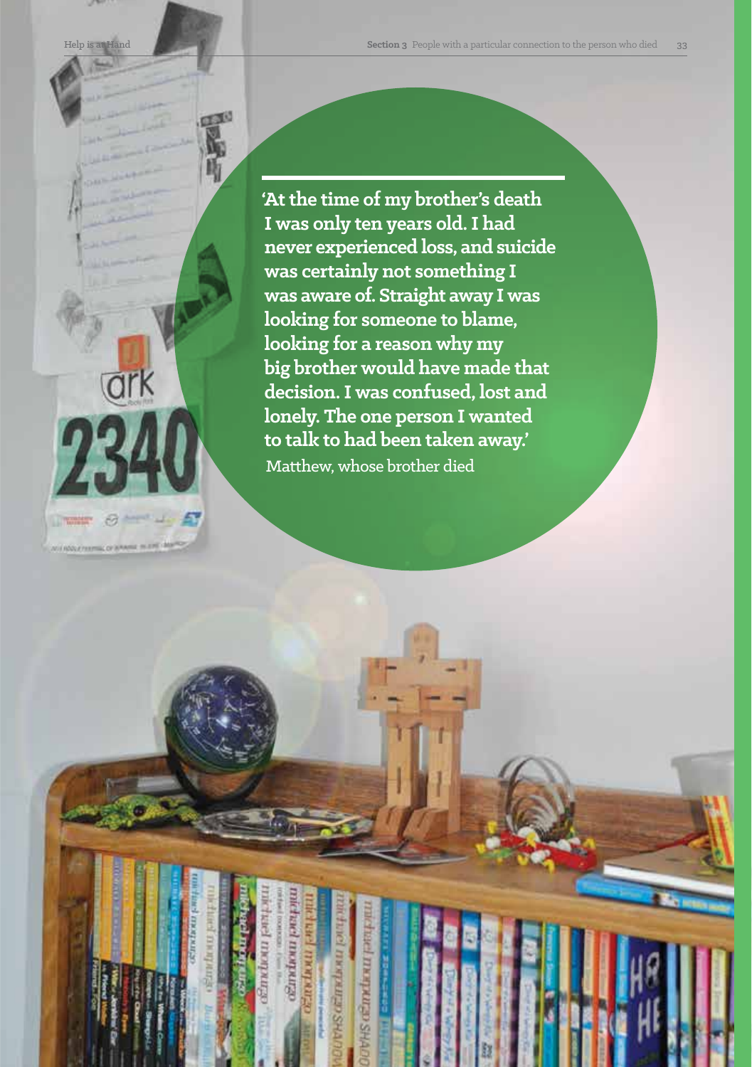**'At the time of my brother's death I was only ten years old. I had never experienced loss, and suicide was certainly not something I was aware of. Straight away I was looking for someone to blame, looking for a reason why my big brother would have made that decision. I was confused, lost and lonely. The one person I wanted to talk to had been taken away.'**

Matthew, whose brother died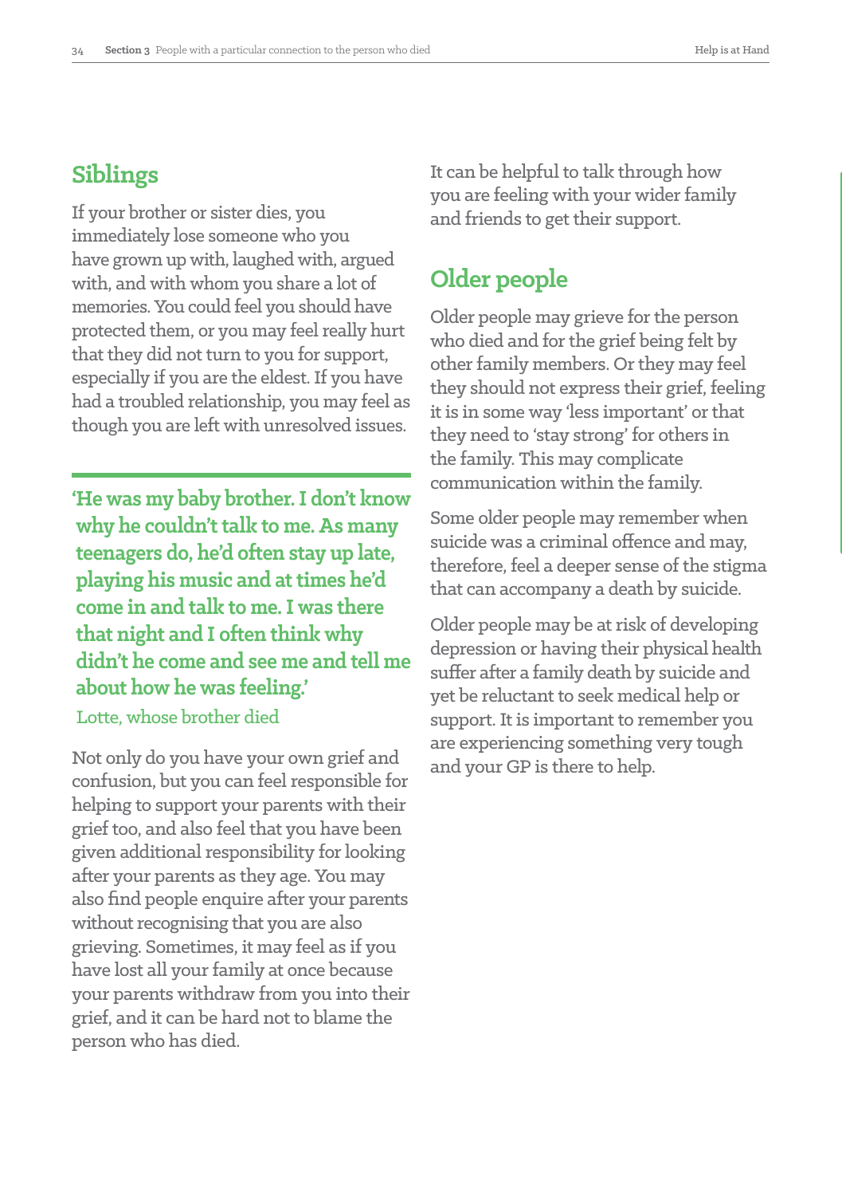## Siblings

If your brother or sister dies, you immediately lose someone who you have grown up with, laughed with, argued with, and with whom you share a lot of memories. You could feel you should have protected them, or you may feel really hurt that they did not turn to you for support, especially if you are the eldest. If you have had a troubled relationship, you may feel as though you are left with unresolved issues.

> **'He was my baby brother. I don't know why he couldn't talk to me. As many teenagers do, he'd often stay up late, playing his music and at times he'd come in and talk to me. I was there that night and I often think why didn't he come and see me and tell me about how he was feeling.'**
>
> Lotte, whose brother died

Not only do you have your own grief and confusion, but you can feel responsible for helping to support your parents with their grief too, and also feel that you have been given additional responsibility for looking after your parents as they age. You may also find people enquire after your parents without recognising that you are also grieving. Sometimes, it may feel as if you have lost all your family at once because your parents withdraw from you into their grief, and it can be hard not to blame the person who has died.

It can be helpful to talk through how you are feeling with your wider family and friends to get their support.

## Older people

Older people may grieve for the person who died and for the grief being felt by other family members. Or they may feel they should not express their grief, feeling it is in some way 'less important' or that they need to 'stay strong' for others in the family. This may complicate communication within the family.

Some older people may remember when suicide was a criminal offence and may, therefore, feel a deeper sense of the stigma that can accompany a death by suicide.

Older people may be at risk of developing depression or having their physical health suffer after a family death by suicide and yet be reluctant to seek medical help or support. It is important to remember you are experiencing something very tough and your GP is there to help.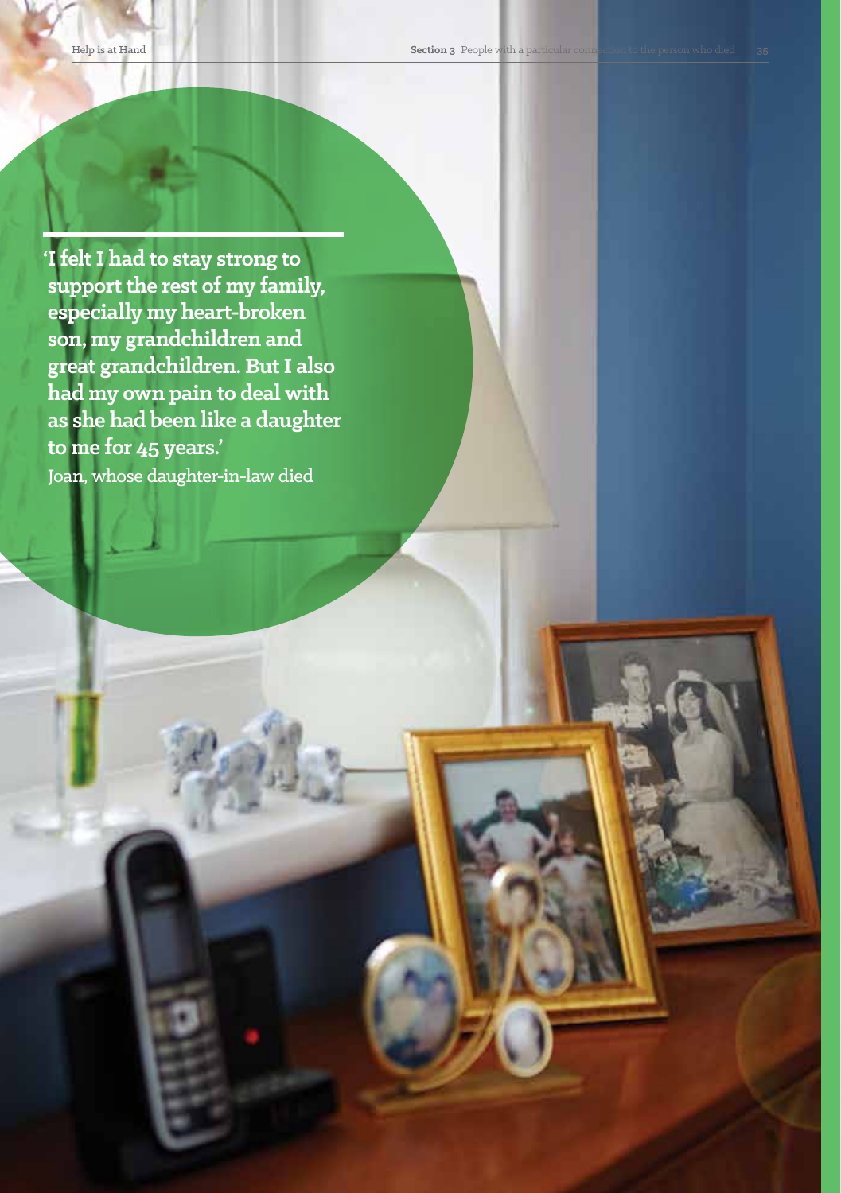**'I felt I had to stay strong to support the rest of my family, especially my heart-broken son, my grandchildren and great grandchildren. But I also had my own pain to deal with as she had been like a daughter to me for 45 years.'**

Joan, whose daughter-in-law died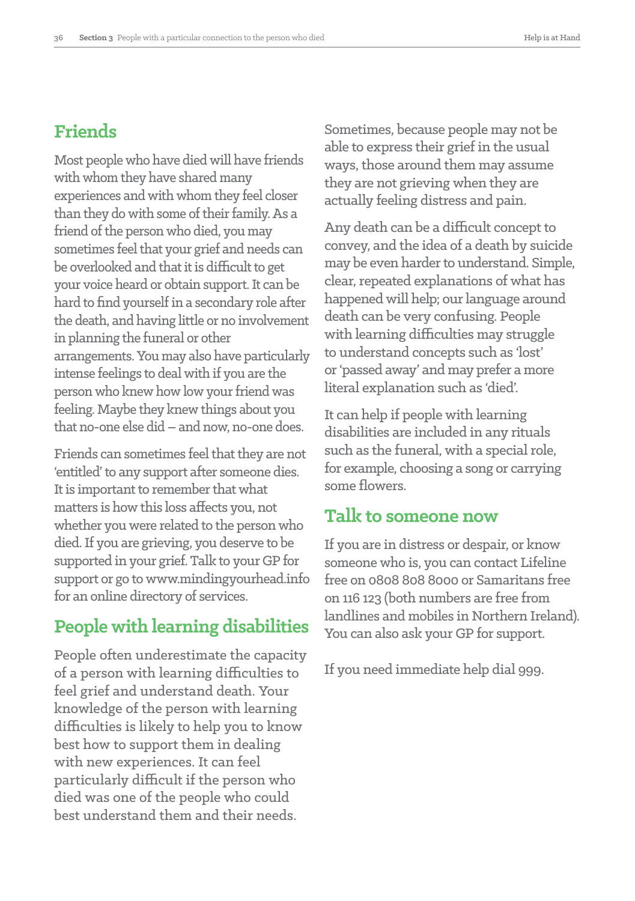## Friends

Most people who have died will have friends with whom they have shared many experiences and with whom they feel closer than they do with some of their family. As a friend of the person who died, you may sometimes feel that your grief and needs can be overlooked and that it is difficult to get your voice heard or obtain support. It can be hard to find yourself in a secondary role after the death, and having little or no involvement in planning the funeral or other arrangements. You may also have particularly intense feelings to deal with if you are the person who knew how low your friend was feeling. Maybe they knew things about you that no-one else did – and now, no-one does.

Friends can sometimes feel that they are not 'entitled' to any support after someone dies. It is important to remember that what matters is how this loss affects you, not whether you were related to the person who died. If you are grieving, you deserve to be supported in your grief. Talk to your GP for support or go to www.mindingyourhead.info for an online directory of services.

## People with learning disabilities

People often underestimate the capacity of a person with learning difficulties to feel grief and understand death. Your knowledge of the person with learning difficulties is likely to help you to know best how to support them in dealing with new experiences. It can feel particularly difficult if the person who died was one of the people who could best understand them and their needs.

Sometimes, because people may not be able to express their grief in the usual ways, those around them may assume they are not grieving when they are actually feeling distress and pain.

Any death can be a difficult concept to convey, and the idea of a death by suicide may be even harder to understand. Simple, clear, repeated explanations of what has happened will help; our language around death can be very confusing. People with learning difficulties may struggle to understand concepts such as 'lost' or 'passed away' and may prefer a more literal explanation such as 'died'.

It can help if people with learning disabilities are included in any rituals such as the funeral, with a special role, for example, choosing a song or carrying some flowers.

## Talk to someone now

If you are in distress or despair, or know someone who is, you can contact Lifeline free on 0808 808 8000 or Samaritans free on 116 123 (both numbers are free from landlines and mobiles in Northern Ireland). You can also ask your GP for support.

If you need immediate help dial 999.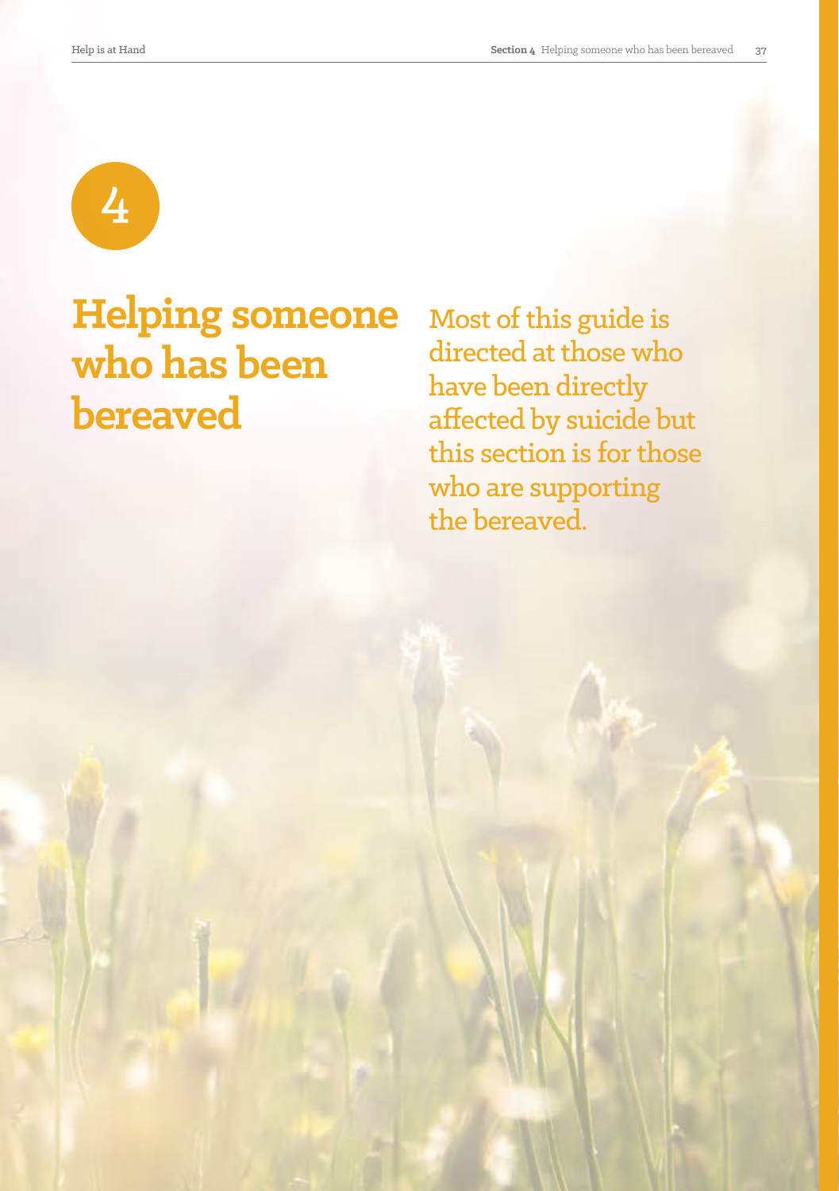4

# Helping someone who has been bereaved

Most of this guide is directed at those who have been directly affected by suicide but this section is for those who are supporting the bereaved.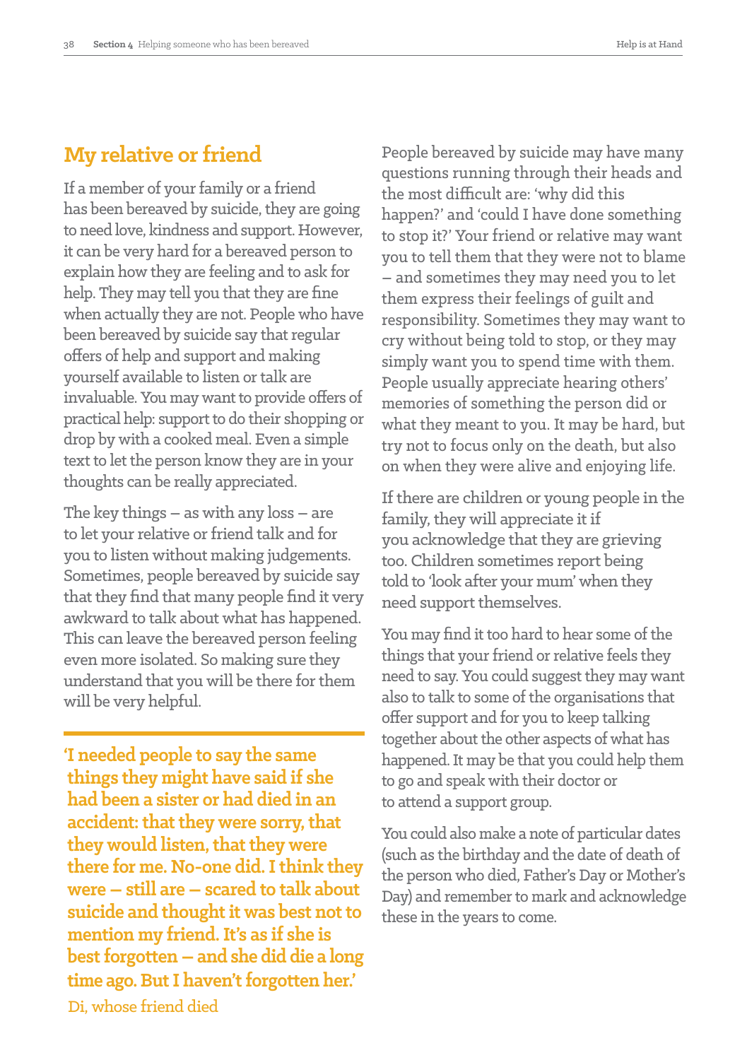## My relative or friend

If a member of your family or a friend has been bereaved by suicide, they are going to need love, kindness and support. However, it can be very hard for a bereaved person to explain how they are feeling and to ask for help. They may tell you that they are fine when actually they are not. People who have been bereaved by suicide say that regular offers of help and support and making yourself available to listen or talk are invaluable. You may want to provide offers of practical help: support to do their shopping or drop by with a cooked meal. Even a simple text to let the person know they are in your thoughts can be really appreciated.

The key things – as with any loss – are to let your relative or friend talk and for you to listen without making judgements. Sometimes, people bereaved by suicide say that they find that many people find it very awkward to talk about what has happened. This can leave the bereaved person feeling even more isolated. So making sure they understand that you will be there for them will be very helpful.

> **'I needed people to say the same things they might have said if she had been a sister or had died in an accident: that they were sorry, that they would listen, that they were there for me. No-one did. I think they were – still are – scared to talk about suicide and thought it was best not to mention my friend. It's as if she is best forgotten – and she did die a long time ago. But I haven't forgotten her.'**
>
> Di, whose friend died

People bereaved by suicide may have many questions running through their heads and the most difficult are: 'why did this happen?' and 'could I have done something to stop it?' Your friend or relative may want you to tell them that they were not to blame – and sometimes they may need you to let them express their feelings of guilt and responsibility. Sometimes they may want to cry without being told to stop, or they may simply want you to spend time with them. People usually appreciate hearing others' memories of something the person did or what they meant to you. It may be hard, but try not to focus only on the death, but also on when they were alive and enjoying life.

If there are children or young people in the family, they will appreciate it if you acknowledge that they are grieving too. Children sometimes report being told to 'look after your mum' when they need support themselves.

You may find it too hard to hear some of the things that your friend or relative feels they need to say. You could suggest they may want also to talk to some of the organisations that offer support and for you to keep talking together about the other aspects of what has happened. It may be that you could help them to go and speak with their doctor or to attend a support group.

You could also make a note of particular dates (such as the birthday and the date of death of the person who died, Father's Day or Mother's Day) and remember to mark and acknowledge these in the years to come.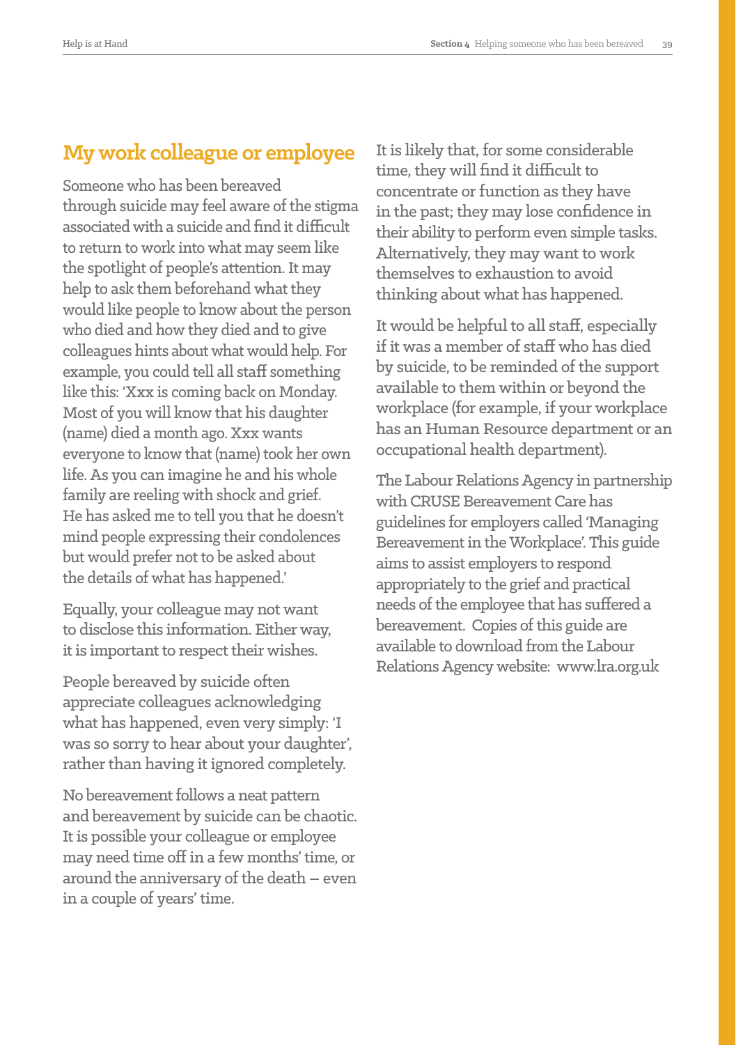## My work colleague or employee

Someone who has been bereaved through suicide may feel aware of the stigma associated with a suicide and find it difficult to return to work into what may seem like the spotlight of people's attention. It may help to ask them beforehand what they would like people to know about the person who died and how they died and to give colleagues hints about what would help. For example, you could tell all staff something like this: 'Xxx is coming back on Monday. Most of you will know that his daughter (name) died a month ago. Xxx wants everyone to know that (name) took her own life. As you can imagine he and his whole family are reeling with shock and grief. He has asked me to tell you that he doesn't mind people expressing their condolences but would prefer not to be asked about the details of what has happened.'

Equally, your colleague may not want to disclose this information. Either way, it is important to respect their wishes.

People bereaved by suicide often appreciate colleagues acknowledging what has happened, even very simply: 'I was so sorry to hear about your daughter', rather than having it ignored completely.

No bereavement follows a neat pattern and bereavement by suicide can be chaotic. It is possible your colleague or employee may need time off in a few months' time, or around the anniversary of the death – even in a couple of years' time.

It is likely that, for some considerable time, they will find it difficult to concentrate or function as they have in the past; they may lose confidence in their ability to perform even simple tasks. Alternatively, they may want to work themselves to exhaustion to avoid thinking about what has happened.

It would be helpful to all staff, especially if it was a member of staff who has died by suicide, to be reminded of the support available to them within or beyond the workplace (for example, if your workplace has an Human Resource department or an occupational health department).

The Labour Relations Agency in partnership with CRUSE Bereavement Care has guidelines for employers called 'Managing Bereavement in the Workplace'. This guide aims to assist employers to respond appropriately to the grief and practical needs of the employee that has suffered a bereavement. Copies of this guide are available to download from the Labour Relations Agency website: www.lra.org.uk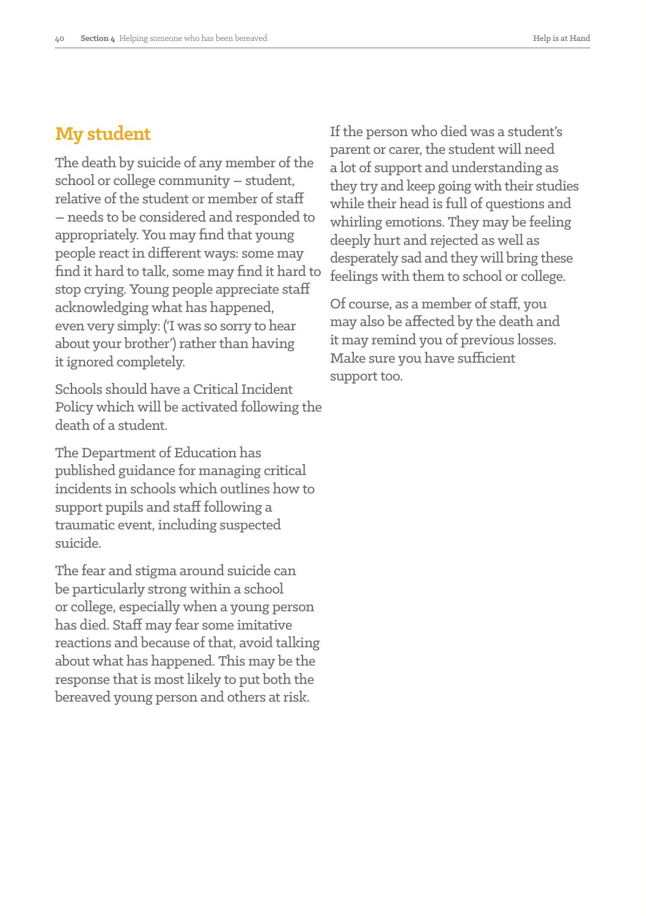## My student

The death by suicide of any member of the school or college community – student, relative of the student or member of staff – needs to be considered and responded to appropriately. You may find that young people react in different ways: some may find it hard to talk, some may find it hard to stop crying. Young people appreciate staff acknowledging what has happened, even very simply: ('I was so sorry to hear about your brother') rather than having it ignored completely.

Schools should have a Critical Incident Policy which will be activated following the death of a student.

The Department of Education has published guidance for managing critical incidents in schools which outlines how to support pupils and staff following a traumatic event, including suspected suicide.

The fear and stigma around suicide can be particularly strong within a school or college, especially when a young person has died. Staff may fear some imitative reactions and because of that, avoid talking about what has happened. This may be the response that is most likely to put both the bereaved young person and others at risk.

If the person who died was a student's parent or carer, the student will need a lot of support and understanding as they try and keep going with their studies while their head is full of questions and whirling emotions. They may be feeling deeply hurt and rejected as well as desperately sad and they will bring these feelings with them to school or college.

Of course, as a member of staff, you may also be affected by the death and it may remind you of previous losses. Make sure you have sufficient support too.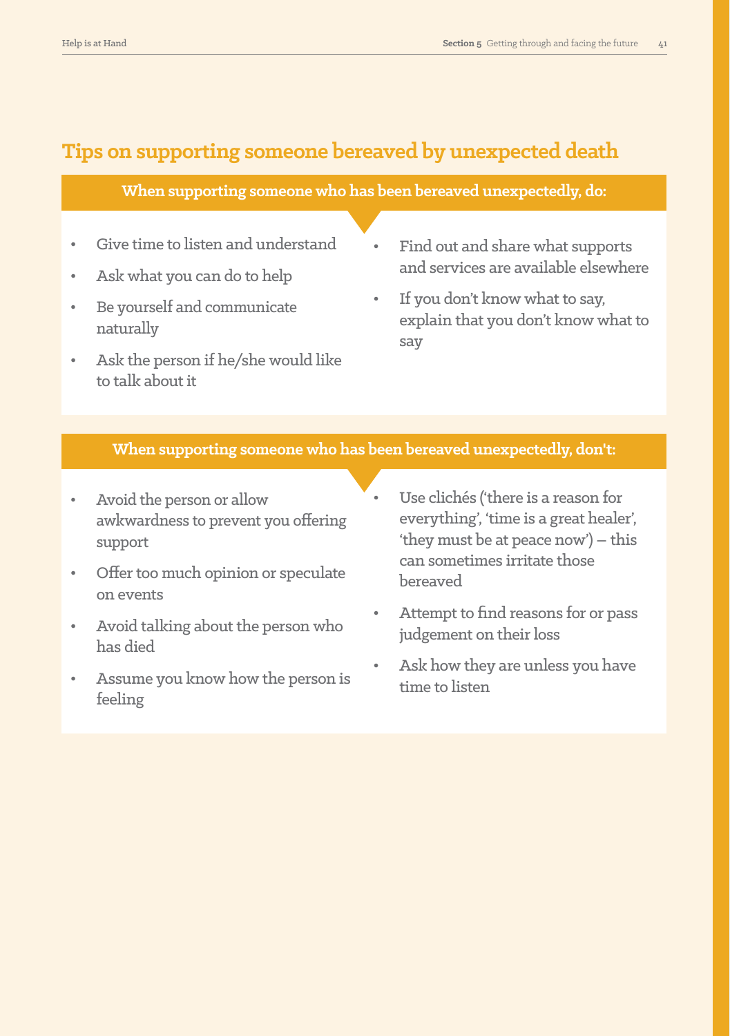## Tips on supporting someone bereaved by unexpected death

**When supporting someone who has been bereaved unexpectedly, do:**

- Give time to listen and understand
- Ask what you can do to help
- Be yourself and communicate naturally
- Ask the person if he/she would like to talk about it
- Find out and share what supports and services are available elsewhere
- If you don't know what to say, explain that you don't know what to say

**When supporting someone who has been bereaved unexpectedly, don't:**

- Avoid the person or allow awkwardness to prevent you offering support
- Offer too much opinion or speculate on events
- Avoid talking about the person who has died
- Assume you know how the person is feeling
- Use clichés ('there is a reason for everything', 'time is a great healer', 'they must be at peace now') – this can sometimes irritate those bereaved
- Attempt to find reasons for or pass judgement on their loss
- Ask how they are unless you have time to listen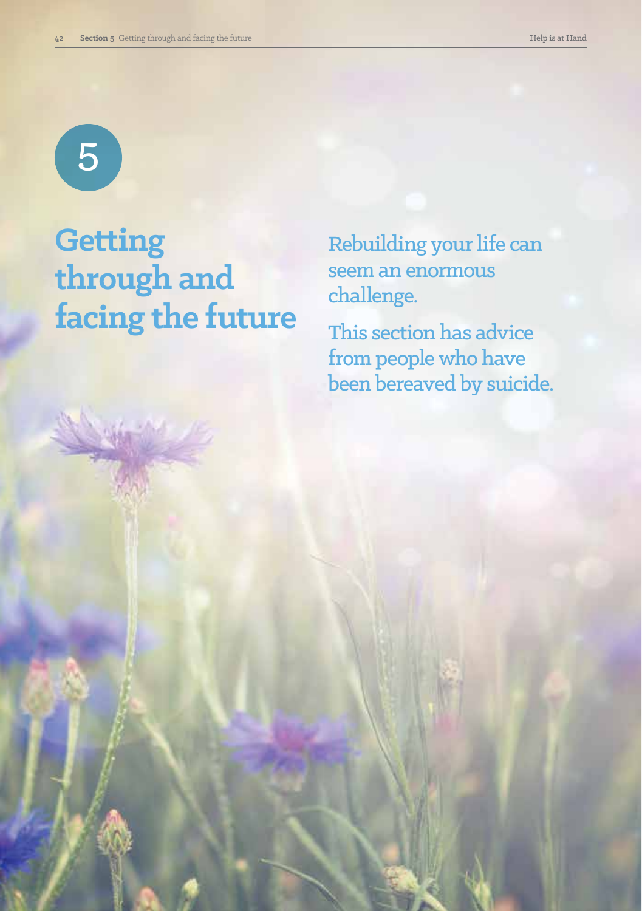5

# Getting through and facing the future

Rebuilding your life can seem an enormous challenge.

This section has advice from people who have been bereaved by suicide.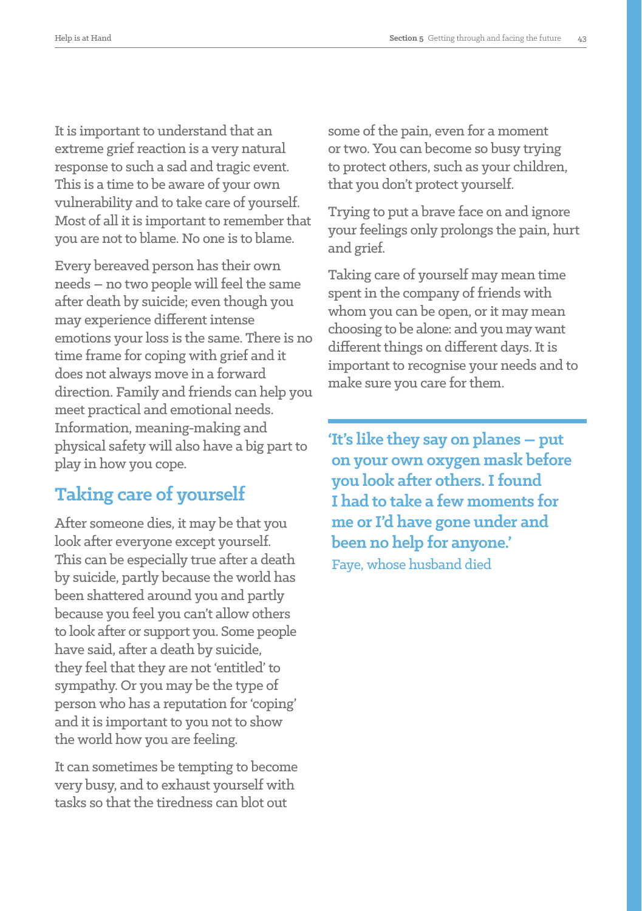It is important to understand that an extreme grief reaction is a very natural response to such a sad and tragic event. This is a time to be aware of your own vulnerability and to take care of yourself. Most of all it is important to remember that you are not to blame. No one is to blame.

Every bereaved person has their own needs – no two people will feel the same after death by suicide; even though you may experience different intense emotions your loss is the same. There is no time frame for coping with grief and it does not always move in a forward direction. Family and friends can help you meet practical and emotional needs. Information, meaning-making and physical safety will also have a big part to play in how you cope.

## Taking care of yourself

After someone dies, it may be that you look after everyone except yourself. This can be especially true after a death by suicide, partly because the world has been shattered around you and partly because you feel you can't allow others to look after or support you. Some people have said, after a death by suicide, they feel that they are not 'entitled' to sympathy. Or you may be the type of person who has a reputation for 'coping' and it is important to you not to show the world how you are feeling.

It can sometimes be tempting to become very busy, and to exhaust yourself with tasks so that the tiredness can blot out some of the pain, even for a moment or two. You can become so busy trying to protect others, such as your children, that you don't protect yourself.

Trying to put a brave face on and ignore your feelings only prolongs the pain, hurt and grief.

Taking care of yourself may mean time spent in the company of friends with whom you can be open, or it may mean choosing to be alone: and you may want different things on different days. It is important to recognise your needs and to make sure you care for them.

**'It's like they say on planes – put on your own oxygen mask before you look after others. I found I had to take a few moments for me or I'd have gone under and been no help for anyone.'**

Faye, whose husband died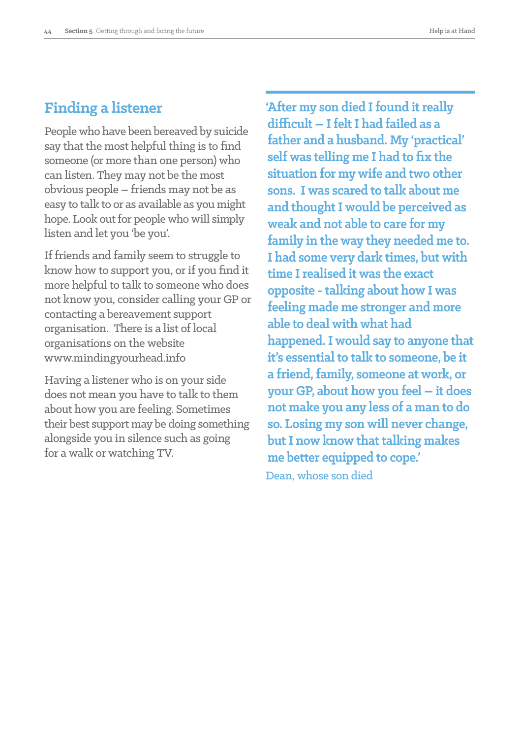## Finding a listener

People who have been bereaved by suicide say that the most helpful thing is to find someone (or more than one person) who can listen. They may not be the most obvious people – friends may not be as easy to talk to or as available as you might hope. Look out for people who will simply listen and let you 'be you'.

If friends and family seem to struggle to know how to support you, or if you find it more helpful to talk to someone who does not know you, consider calling your GP or contacting a bereavement support organisation. There is a list of local organisations on the website www.mindingyourhead.info

Having a listener who is on your side does not mean you have to talk to them about how you are feeling. Sometimes their best support may be doing something alongside you in silence such as going for a walk or watching TV.

**'After my son died I found it really difficult – I felt I had failed as a father and a husband. My 'practical' self was telling me I had to fix the situation for my wife and two other sons. I was scared to talk about me and thought I would be perceived as weak and not able to care for my family in the way they needed me to. I had some very dark times, but with time I realised it was the exact opposite - talking about how I was feeling made me stronger and more able to deal with what had happened. I would say to anyone that it's essential to talk to someone, be it a friend, family, someone at work, or your GP, about how you feel – it does not make you any less of a man to do so. Losing my son will never change, but I now know that talking makes me better equipped to cope.'**

Dean, whose son died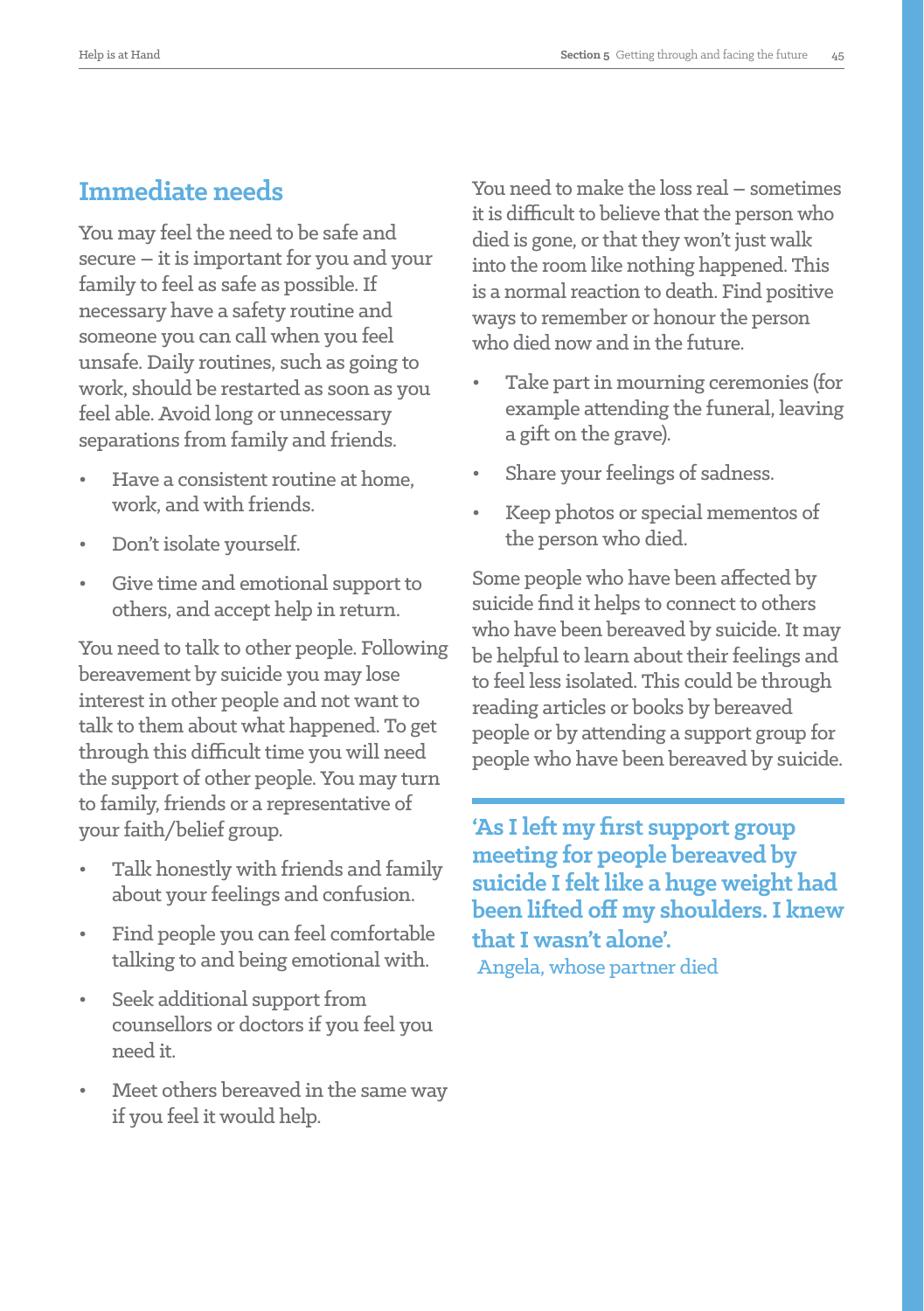## Immediate needs

You may feel the need to be safe and secure – it is important for you and your family to feel as safe as possible. If necessary have a safety routine and someone you can call when you feel unsafe. Daily routines, such as going to work, should be restarted as soon as you feel able. Avoid long or unnecessary separations from family and friends.

- Have a consistent routine at home, work, and with friends.
- Don't isolate yourself.
- Give time and emotional support to others, and accept help in return.

You need to talk to other people. Following bereavement by suicide you may lose interest in other people and not want to talk to them about what happened. To get through this difficult time you will need the support of other people. You may turn to family, friends or a representative of your faith/belief group.

- Talk honestly with friends and family about your feelings and confusion.
- Find people you can feel comfortable talking to and being emotional with.
- Seek additional support from counsellors or doctors if you feel you need it.
- Meet others bereaved in the same way if you feel it would help.

You need to make the loss real – sometimes it is difficult to believe that the person who died is gone, or that they won't just walk into the room like nothing happened. This is a normal reaction to death. Find positive ways to remember or honour the person who died now and in the future.

- Take part in mourning ceremonies (for example attending the funeral, leaving a gift on the grave).
- Share your feelings of sadness.
- Keep photos or special mementos of the person who died.

Some people who have been affected by suicide find it helps to connect to others who have been bereaved by suicide. It may be helpful to learn about their feelings and to feel less isolated. This could be through reading articles or books by bereaved people or by attending a support group for people who have been bereaved by suicide.

**'As I left my first support group meeting for people bereaved by suicide I felt like a huge weight had been lifted off my shoulders. I knew that I wasn't alone'.**
Angela, whose partner died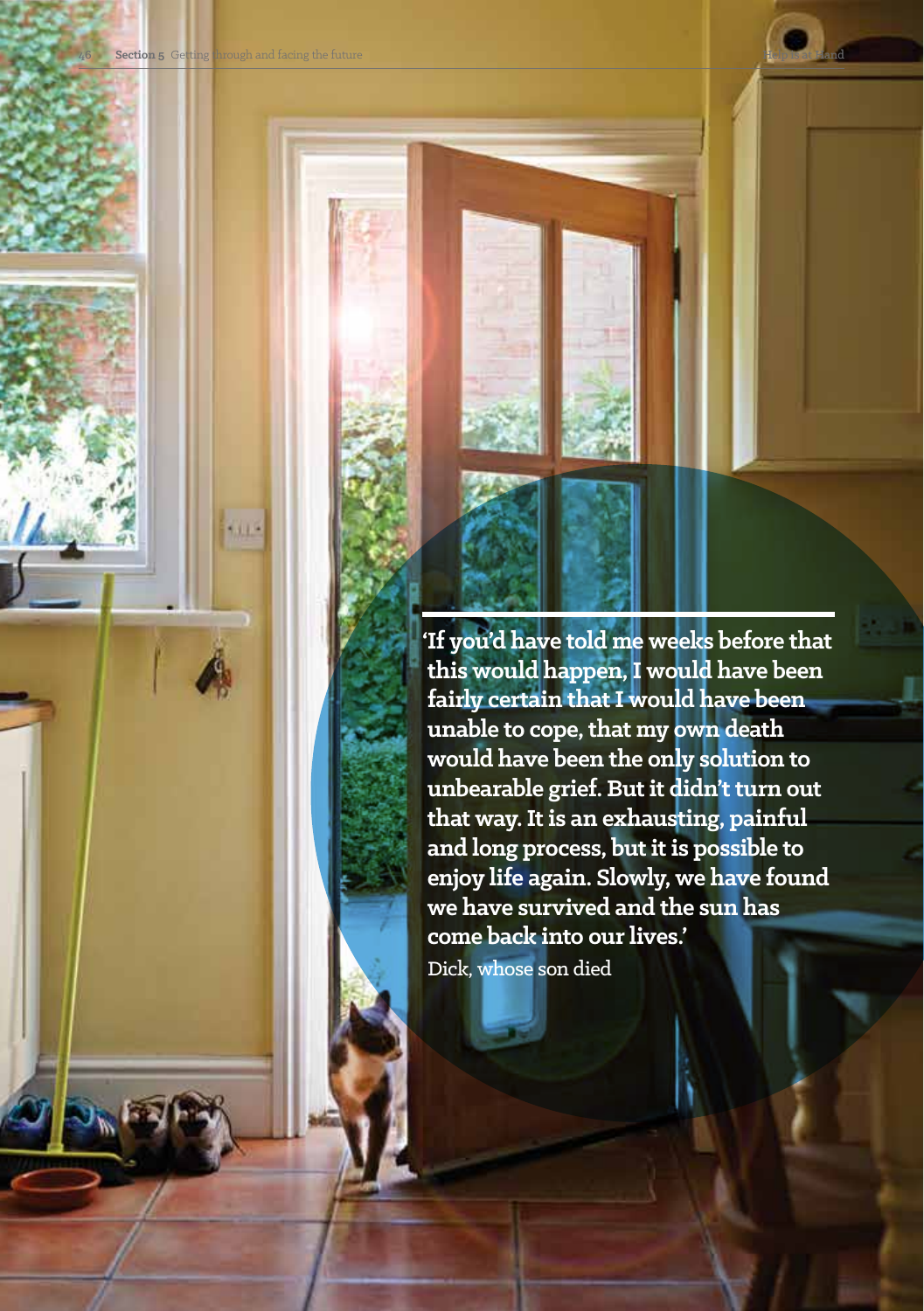'If you'd have told me weeks before that this would happen, I would have been fairly certain that I would have been unable to cope, that my own death would have been the only solution to unbearable grief. But it didn't turn out that way. It is an exhausting, painful and long process, but it is possible to enjoy life again. Slowly, we have found we have survived and the sun has come back into our lives.'

Dick, whose son died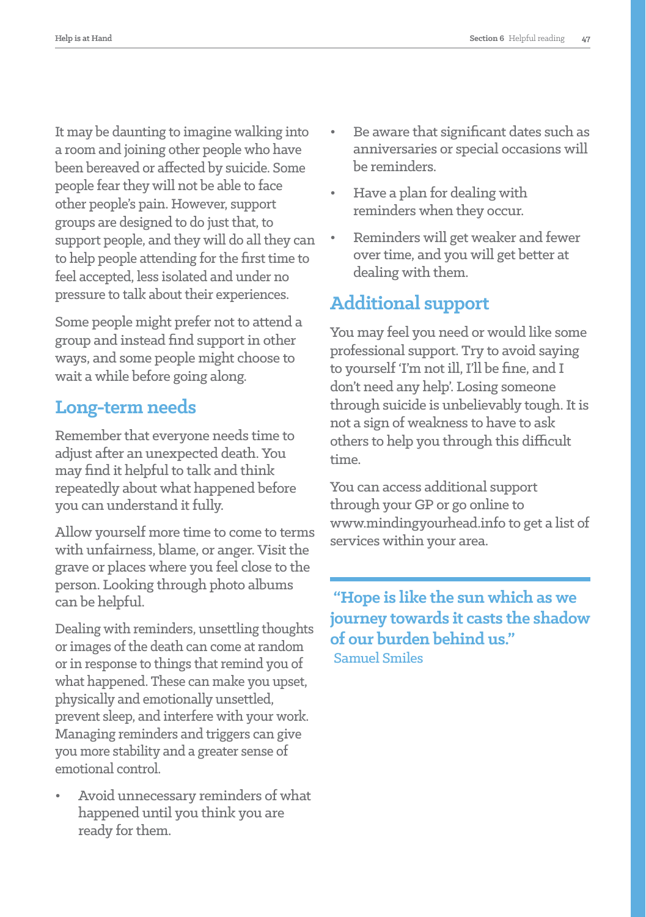It may be daunting to imagine walking into a room and joining other people who have been bereaved or affected by suicide. Some people fear they will not be able to face other people's pain. However, support groups are designed to do just that, to support people, and they will do all they can to help people attending for the first time to feel accepted, less isolated and under no pressure to talk about their experiences.

Some people might prefer not to attend a group and instead find support in other ways, and some people might choose to wait a while before going along.

## Long-term needs

Remember that everyone needs time to adjust after an unexpected death. You may find it helpful to talk and think repeatedly about what happened before you can understand it fully.

Allow yourself more time to come to terms with unfairness, blame, or anger. Visit the grave or places where you feel close to the person. Looking through photo albums can be helpful.

Dealing with reminders, unsettling thoughts or images of the death can come at random or in response to things that remind you of what happened. These can make you upset, physically and emotionally unsettled, prevent sleep, and interfere with your work. Managing reminders and triggers can give you more stability and a greater sense of emotional control.

- Avoid unnecessary reminders of what happened until you think you are ready for them.
- Be aware that significant dates such as anniversaries or special occasions will be reminders.
- Have a plan for dealing with reminders when they occur.
- Reminders will get weaker and fewer over time, and you will get better at dealing with them.

## Additional support

You may feel you need or would like some professional support. Try to avoid saying to yourself 'I'm not ill, I'll be fine, and I don't need any help'. Losing someone through suicide is unbelievably tough. It is not a sign of weakness to have to ask others to help you through this difficult time.

You can access additional support through your GP or go online to www.mindingyourhead.info to get a list of services within your area.

**"Hope is like the sun which as we journey towards it casts the shadow of our burden behind us."**
Samuel Smiles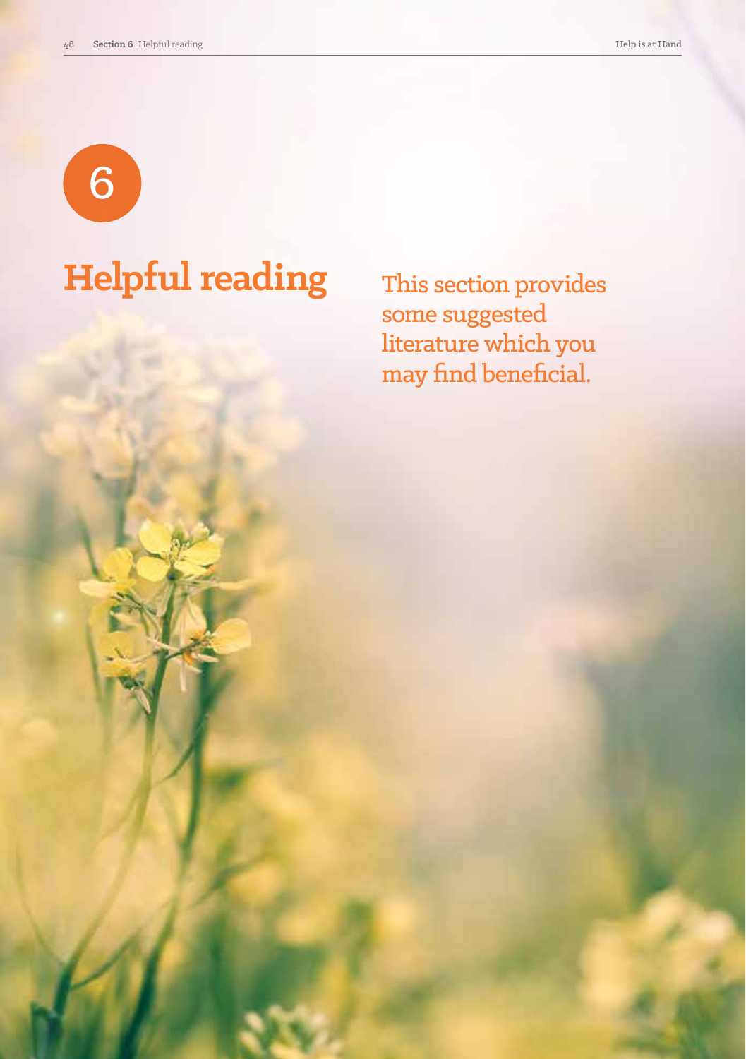6

# Helpful reading

This section provides some suggested literature which you may find beneficial.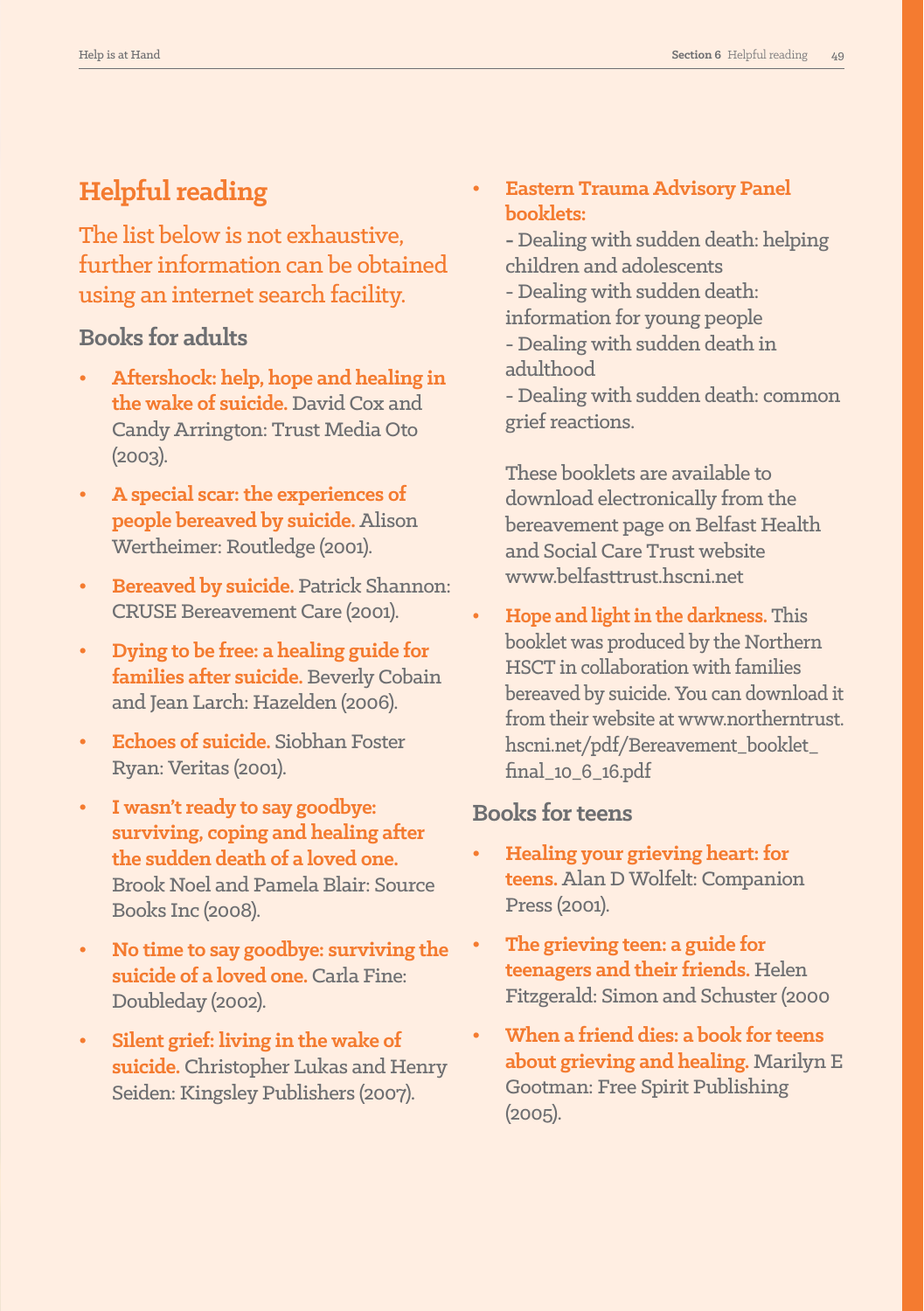## Helpful reading

The list below is not exhaustive, further information can be obtained using an internet search facility.

### Books for adults

- **Aftershock: help, hope and healing in the wake of suicide.** David Cox and Candy Arrington: Trust Media Oto (2003).
- **A special scar: the experiences of people bereaved by suicide.** Alison Wertheimer: Routledge (2001).
- **Bereaved by suicide.** Patrick Shannon: CRUSE Bereavement Care (2001).
- **Dying to be free: a healing guide for families after suicide.** Beverly Cobain and Jean Larch: Hazelden (2006).
- **Echoes of suicide.** Siobhan Foster Ryan: Veritas (2001).
- **I wasn't ready to say goodbye: surviving, coping and healing after the sudden death of a loved one.** Brook Noel and Pamela Blair: Source Books Inc (2008).
- **No time to say goodbye: surviving the suicide of a loved one.** Carla Fine: Doubleday (2002).
- **Silent grief: living in the wake of suicide.** Christopher Lukas and Henry Seiden: Kingsley Publishers (2007).
- **Eastern Trauma Advisory Panel booklets:**
  - Dealing with sudden death: helping children and adolescents
  - Dealing with sudden death: information for young people
  - Dealing with sudden death in adulthood
  - Dealing with sudden death: common grief reactions.

  These booklets are available to download electronically from the bereavement page on Belfast Health and Social Care Trust website www.belfasttrust.hscni.net
- **Hope and light in the darkness.** This booklet was produced by the Northern HSCT in collaboration with families bereaved by suicide. You can download it from their website at www.northerntrust.hscni.net/pdf/Bereavement_booklet_final_10_6_16.pdf

### Books for teens

- **Healing your grieving heart: for teens.** Alan D Wolfelt: Companion Press (2001).
- **The grieving teen: a guide for teenagers and their friends.** Helen Fitzgerald: Simon and Schuster (2000
- **When a friend dies: a book for teens about grieving and healing.** Marilyn E Gootman: Free Spirit Publishing (2005).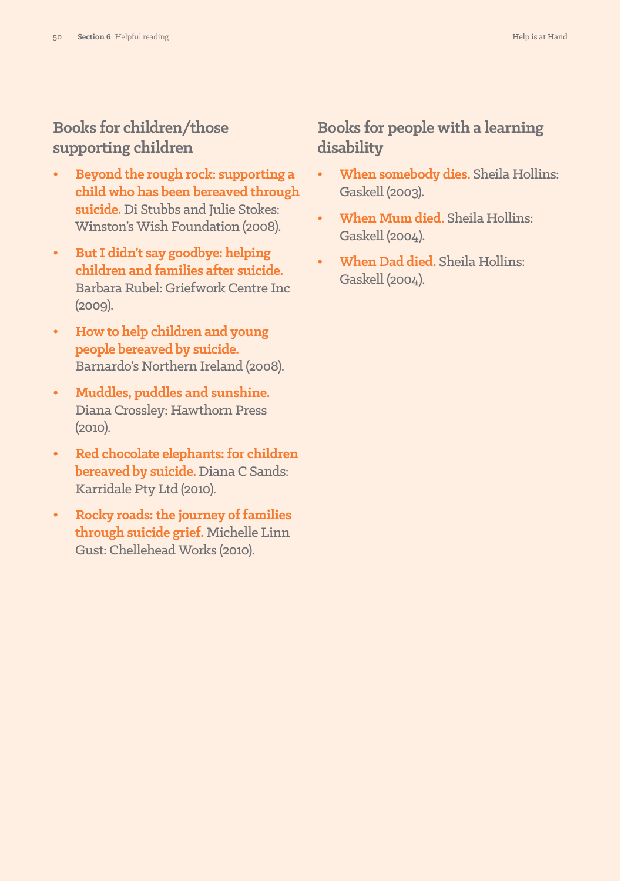## Books for children/those supporting children

- **Beyond the rough rock: supporting a child who has been bereaved through suicide.** Di Stubbs and Julie Stokes: Winston's Wish Foundation (2008).
- **But I didn't say goodbye: helping children and families after suicide.** Barbara Rubel: Griefwork Centre Inc (2009).
- **How to help children and young people bereaved by suicide.** Barnardo's Northern Ireland (2008).
- **Muddles, puddles and sunshine.** Diana Crossley: Hawthorn Press (2010).
- **Red chocolate elephants: for children bereaved by suicide.** Diana C Sands: Karridale Pty Ltd (2010).
- **Rocky roads: the journey of families through suicide grief.** Michelle Linn Gust: Chellehead Works (2010).

## Books for people with a learning disability

- **When somebody dies.** Sheila Hollins: Gaskell (2003).
- **When Mum died.** Sheila Hollins: Gaskell (2004).
- **When Dad died.** Sheila Hollins: Gaskell (2004).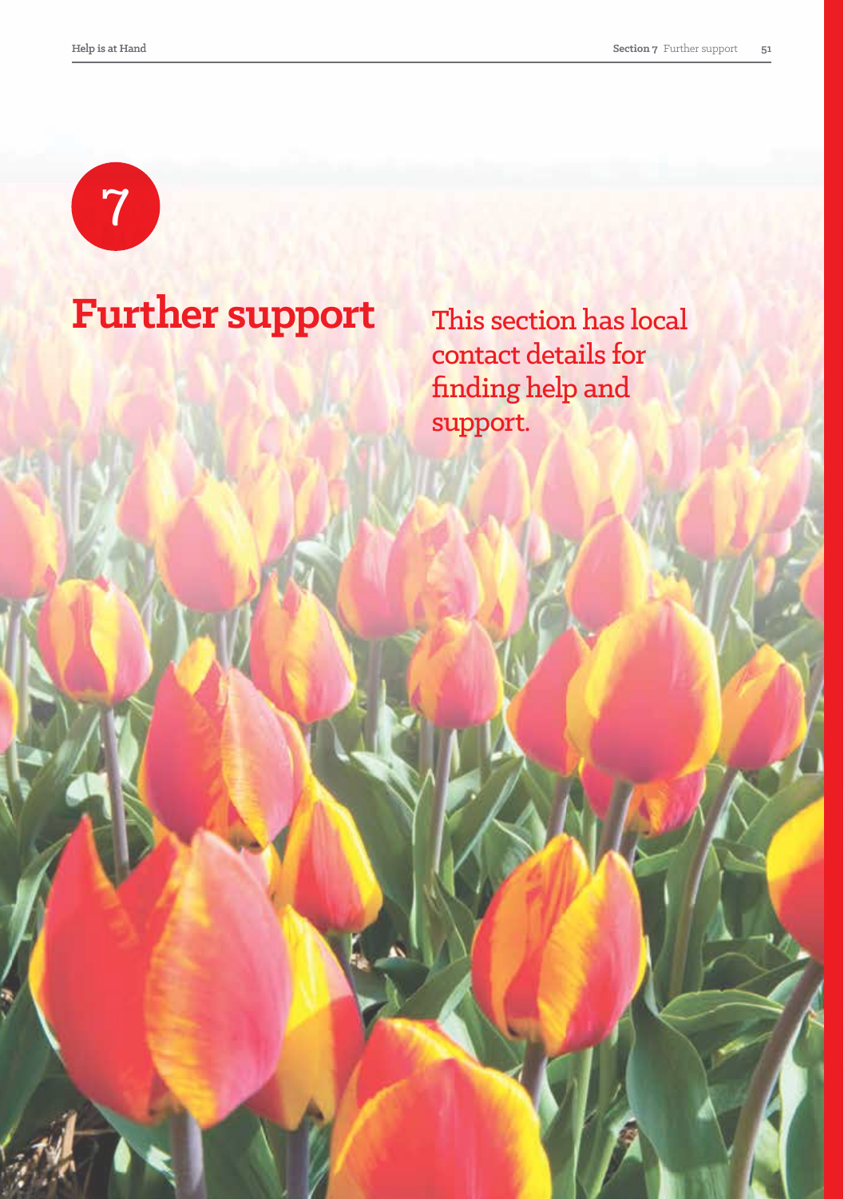7

# Further support

This section has local contact details for finding help and support.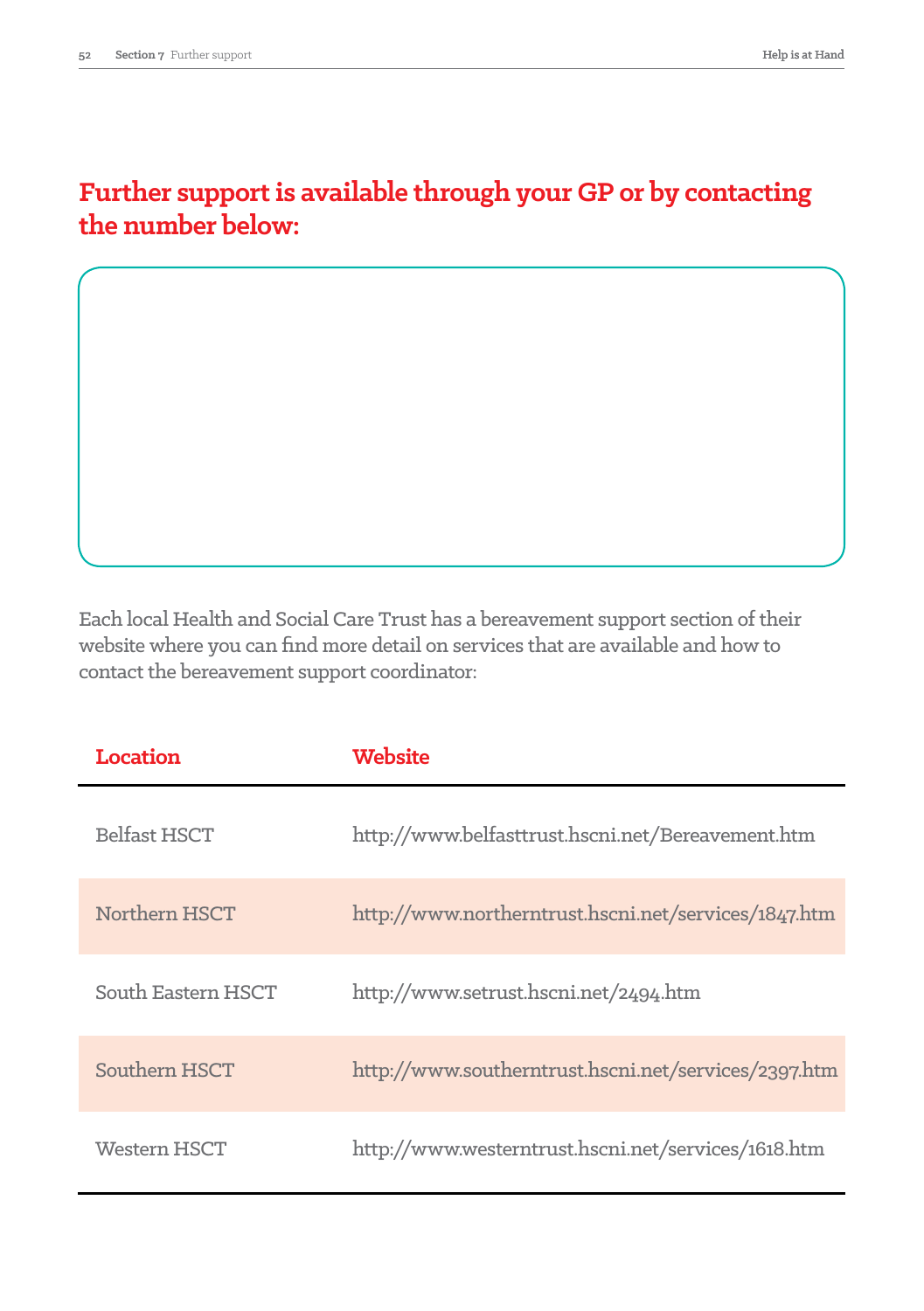## Further support is available through your GP or by contacting the number below:

Each local Health and Social Care Trust has a bereavement support section of their website where you can find more detail on services that are available and how to contact the bereavement support coordinator:

| Location | Website |
| --- | --- |
| Belfast HSCT | http://www.belfasttrust.hscni.net/Bereavement.htm |
| Northern HSCT | http://www.northerntrust.hscni.net/services/1847.htm |
| South Eastern HSCT | http://www.setrust.hscni.net/2494.htm |
| Southern HSCT | http://www.southerntrust.hscni.net/services/2397.htm |
| Western HSCT | http://www.westerntrust.hscni.net/services/1618.htm |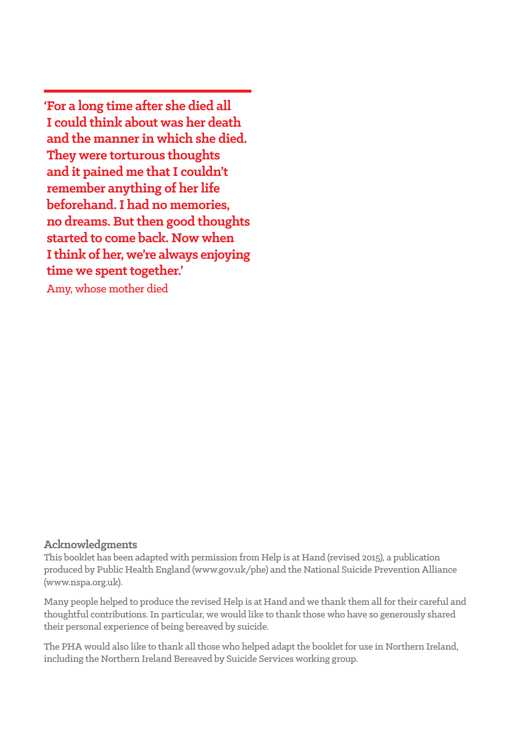**'For a long time after she died all I could think about was her death and the manner in which she died. They were torturous thoughts and it pained me that I couldn't remember anything of her life beforehand. I had no memories, no dreams. But then good thoughts started to come back. Now when I think of her, we're always enjoying time we spent together.'**

Amy, whose mother died

### Acknowledgments

This booklet has been adapted with permission from Help is at Hand (revised 2015), a publication produced by Public Health England (www.gov.uk/phe) and the National Suicide Prevention Alliance (www.nspa.org.uk).

Many people helped to produce the revised Help is at Hand and we thank them all for their careful and thoughtful contributions. In particular, we would like to thank those who have so generously shared their personal experience of being bereaved by suicide.

The PHA would also like to thank all those who helped adapt the booklet for use in Northern Ireland, including the Northern Ireland Bereaved by Suicide Services working group.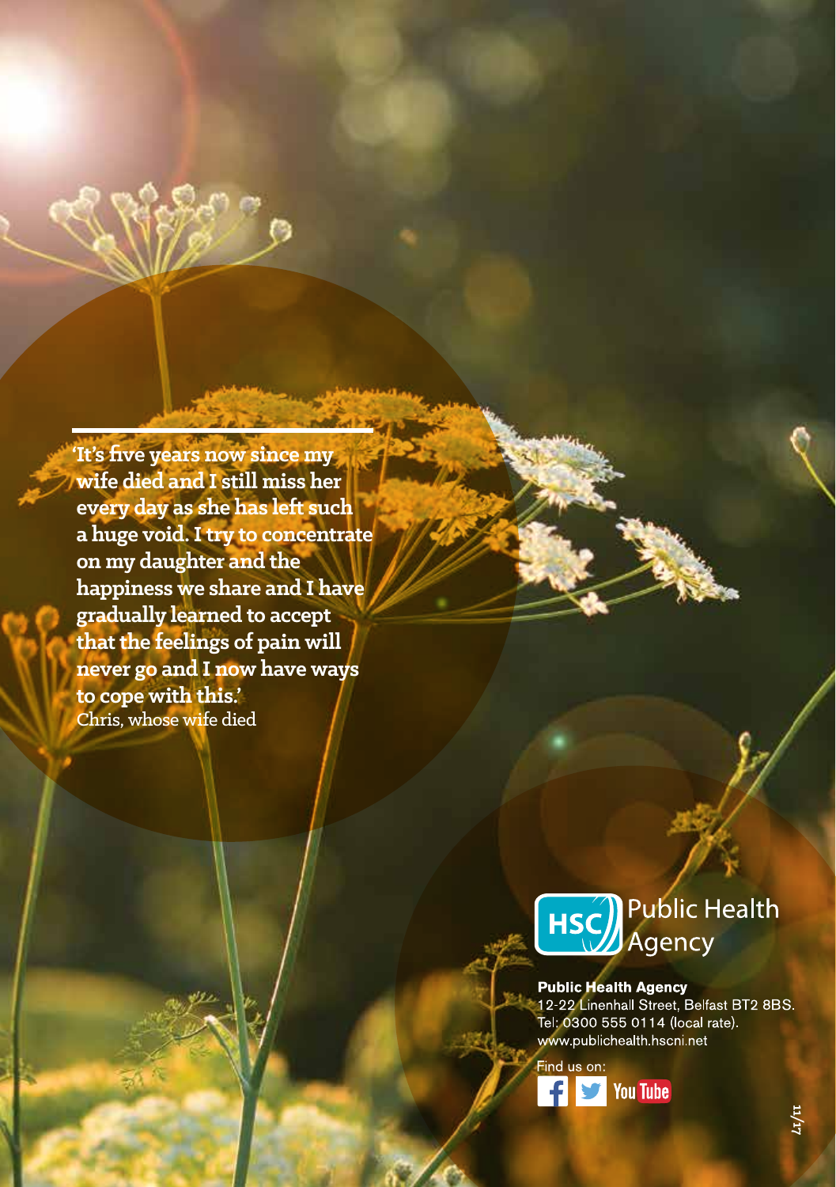**'It's five years now since my wife died and I still miss her every day as she has left such a huge void. I try to concentrate on my daughter and the happiness we share and I have gradually learned to accept that the feelings of pain will never go and I now have ways to cope with this.'**
Chris, whose wife died

HSC Public Health Agency

**Public Health Agency**
12-22 Linenhall Street, Belfast BT2 8BS.
Tel: 0300 555 0114 (local rate).
www.publichealth.hscni.net

Find us on:

11/17